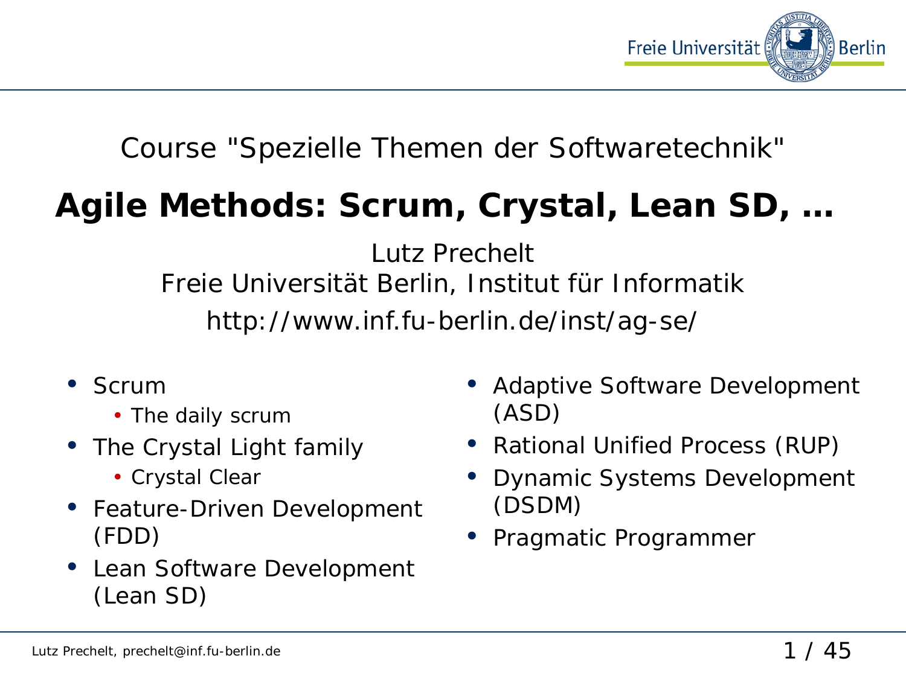Course "Spezielle Themen der Softwaretechnik"

# Agile Methods: Scrum, Crystal, Lean SD, …

Lutz Prechelt

Freie Universität Berlin, Institut für Informatik

http://www.inf.fu-berlin.de/inst/ag-se/

- Scrum
  - The daily scrum
- The Crystal Light family
  - Crystal Clear
- Feature-Driven Development (FDD)
- Lean Software Development (Lean SD)
- Adaptive Software Development (ASD)
- Rational Unified Process (RUP)
- Dynamic Systems Development (DSDM)
- Pragmatic Programmer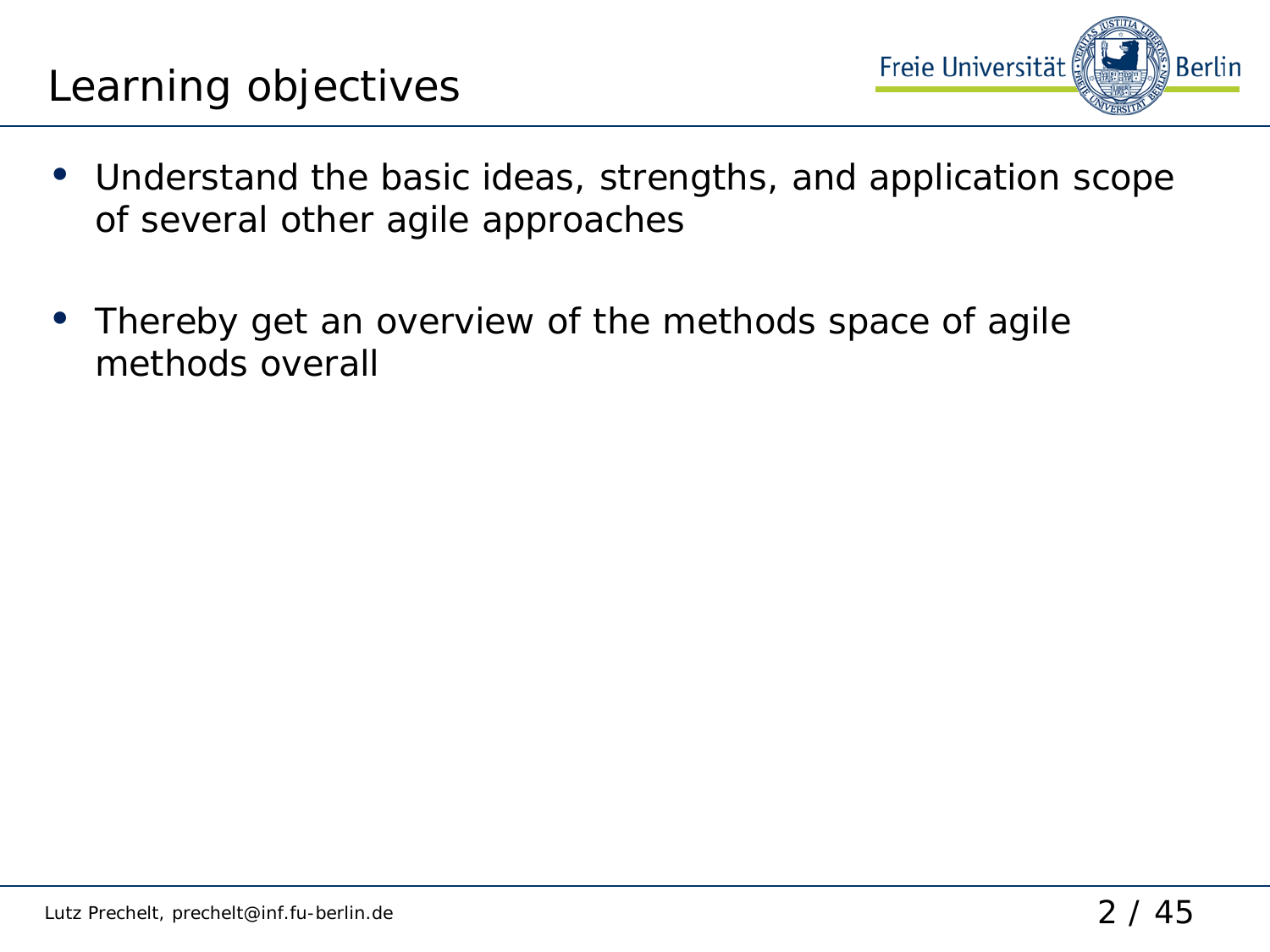# Learning objectives

- Understand the basic ideas, strengths, and application scope of several other agile approaches
- Thereby get an overview of the methods space of agile methods overall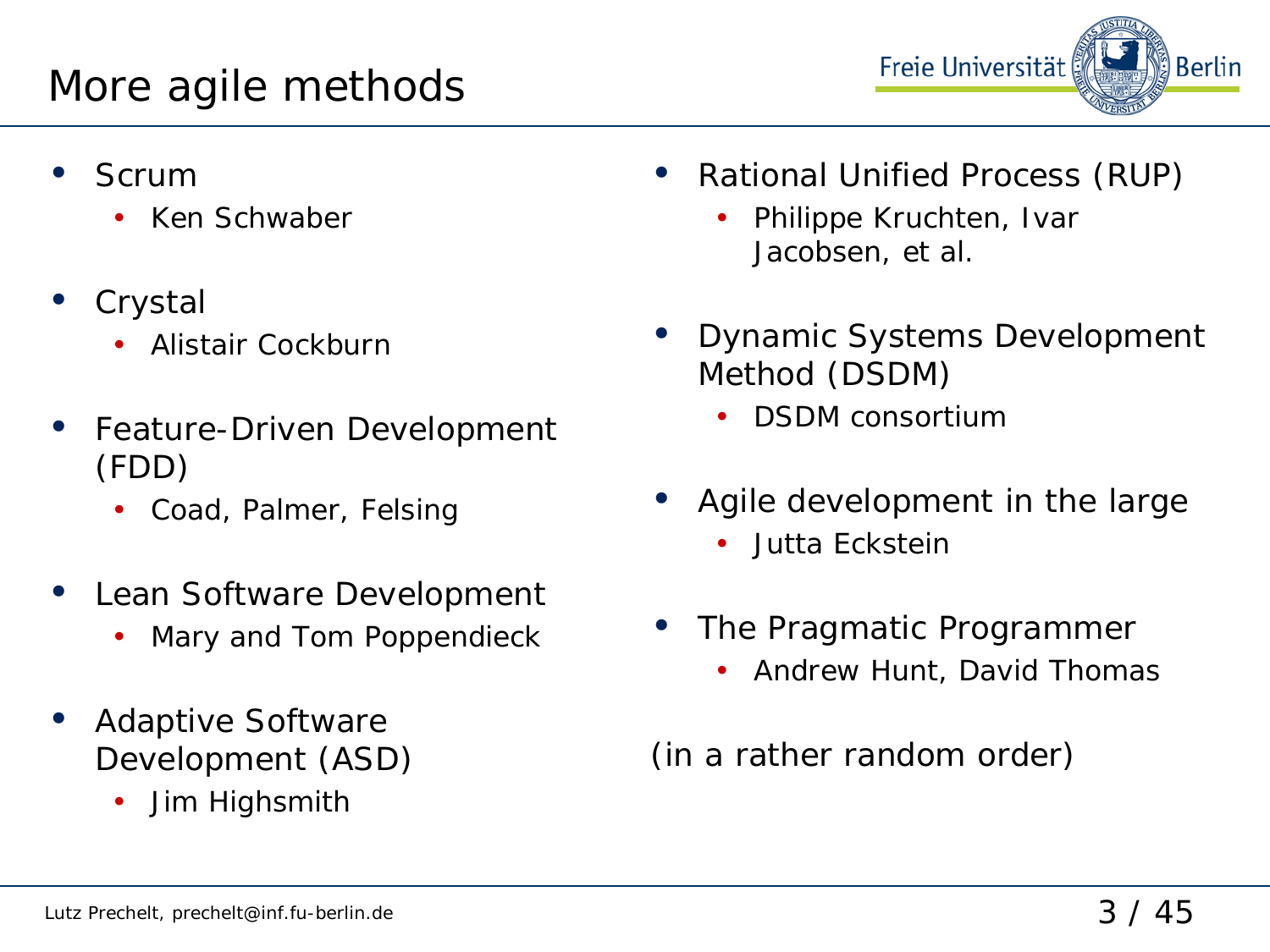# More agile methods

- Scrum
  - Ken Schwaber
- Crystal
  - Alistair Cockburn
- Feature-Driven Development (FDD)
  - Coad, Palmer, Felsing
- Lean Software Development
  - Mary and Tom Poppendieck
- Adaptive Software Development (ASD)
  - Jim Highsmith
- Rational Unified Process (RUP)
  - Philippe Kruchten, Ivar Jacobsen, et al.
- Dynamic Systems Development Method (DSDM)
  - DSDM consortium
- Agile development in the large
  - Jutta Eckstein
- The Pragmatic Programmer
  - Andrew Hunt, David Thomas

(in a rather random order)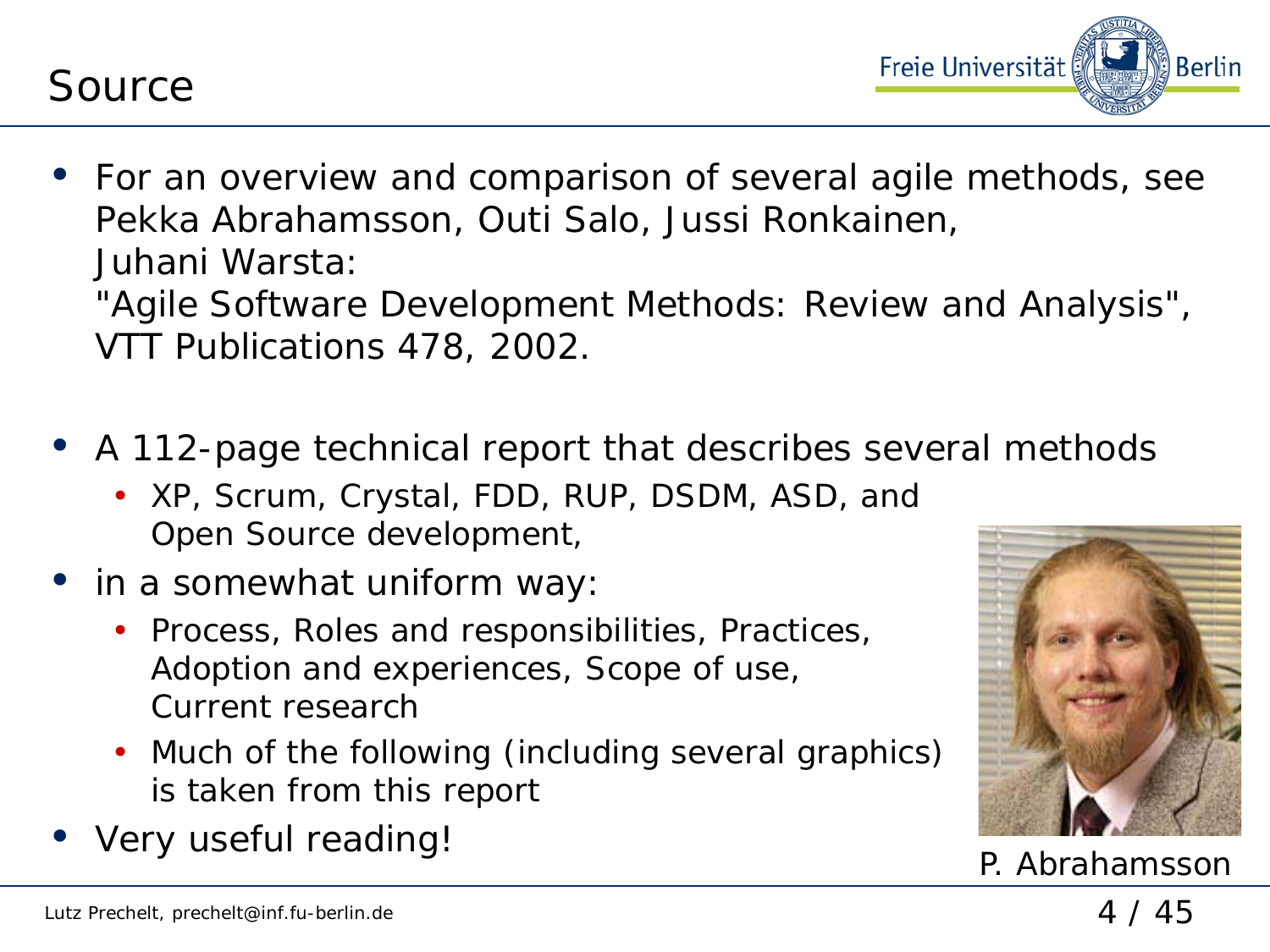# Source

- For an overview and comparison of several agile methods, see Pekka Abrahamsson, Outi Salo, Jussi Ronkainen, Juhani Warsta:
  "Agile Software Development Methods: Review and Analysis", VTT Publications 478, 2002.

- A 112-page technical report that describes several methods
  - XP, Scrum, Crystal, FDD, RUP, DSDM, ASD, and Open Source development,
- in a somewhat uniform way:
  - Process, Roles and responsibilities, Practices, Adoption and experiences, Scope of use, Current research
  - Much of the following (including several graphics) is taken from this report
- Very useful reading!

P. Abrahamsson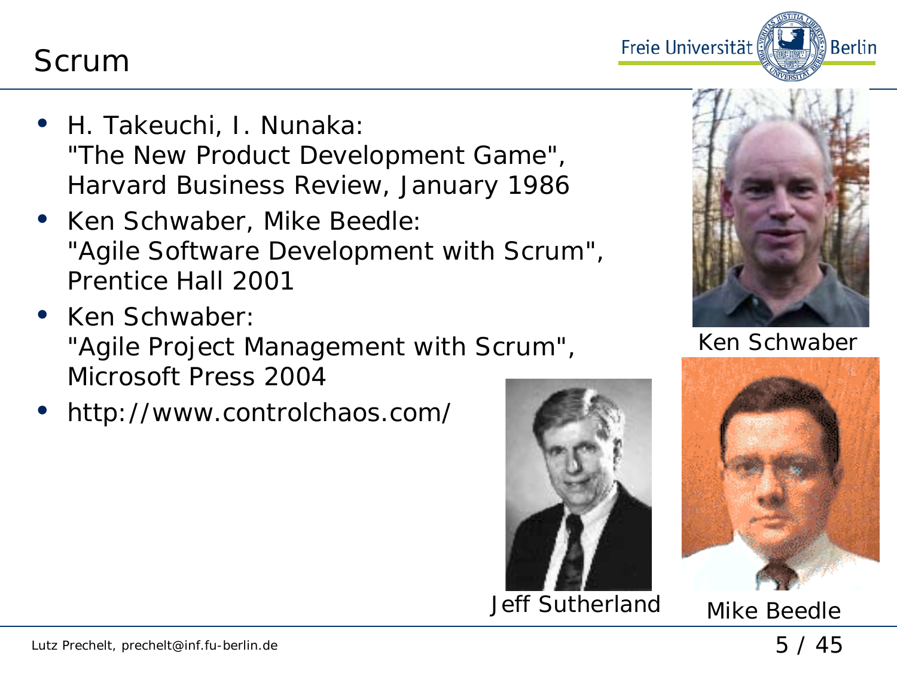# Scrum

- H. Takeuchi, I. Nunaka:
  "The New Product Development Game",
  Harvard Business Review, January 1986
- Ken Schwaber, Mike Beedle:
  "Agile Software Development with Scrum",
  Prentice Hall 2001
- Ken Schwaber:
  "Agile Project Management with Scrum",
  Microsoft Press 2004
- http://www.controlchaos.com/

Ken Schwaber

Jeff Sutherland

Mike Beedle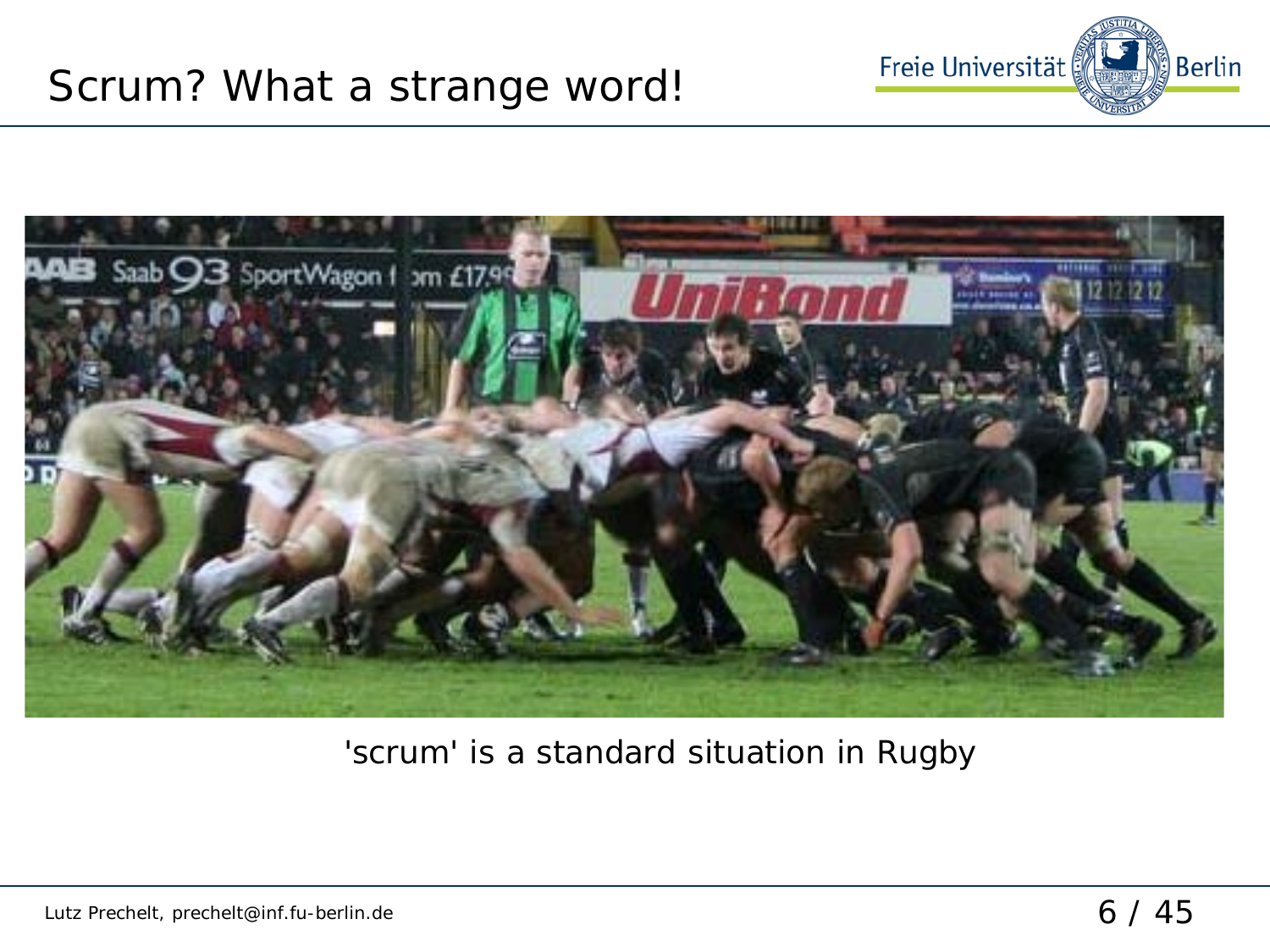# Scrum? What a strange word!

'scrum' is a standard situation in Rugby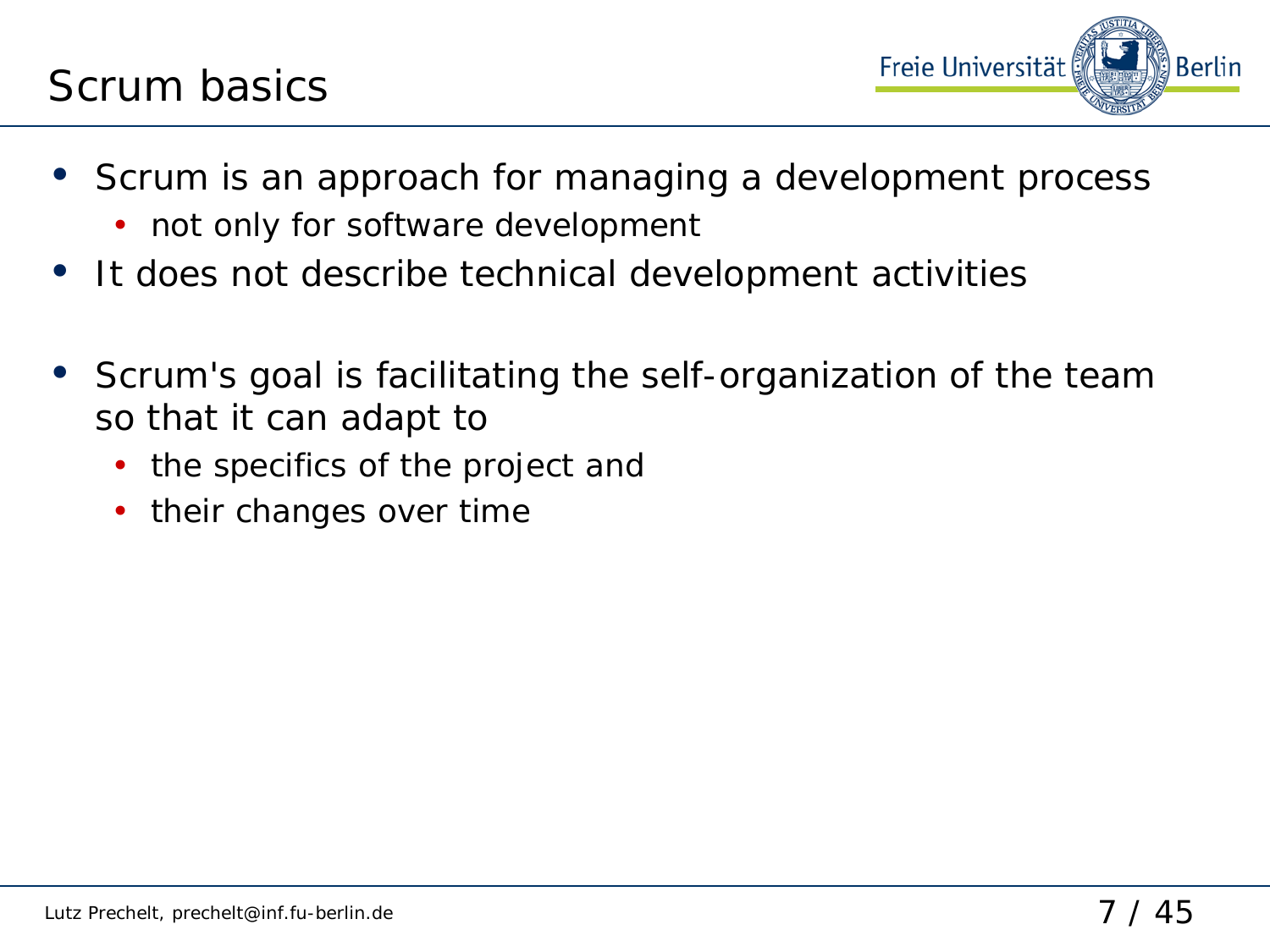# Scrum basics

- Scrum is an approach for managing a development process
  - not only for software development
- It does not describe technical development activities

- Scrum's goal is facilitating the self-organization of the team so that it can adapt to
  - the specifics of the project and
  - their changes over time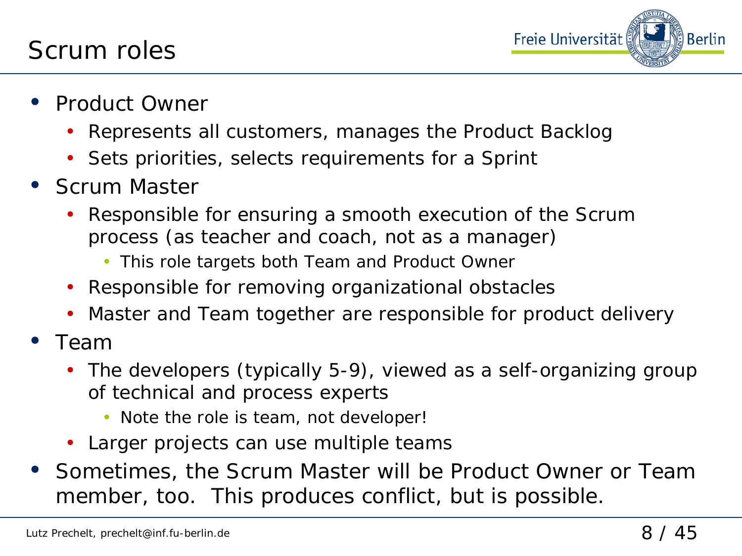# Scrum roles

- Product Owner
  - Represents all customers, manages the Product Backlog
  - Sets priorities, selects requirements for a Sprint
- Scrum Master
  - Responsible for ensuring a smooth execution of the Scrum process (as teacher and coach, not as a manager)
    - This role targets both Team and Product Owner
  - Responsible for removing organizational obstacles
  - Master and Team together are responsible for product delivery
- Team
  - The developers (typically 5-9), viewed as a self-organizing group of technical and process experts
    - Note the role is team, not developer!
  - Larger projects can use multiple teams
- Sometimes, the Scrum Master will be Product Owner or Team member, too. This produces conflict, but is possible.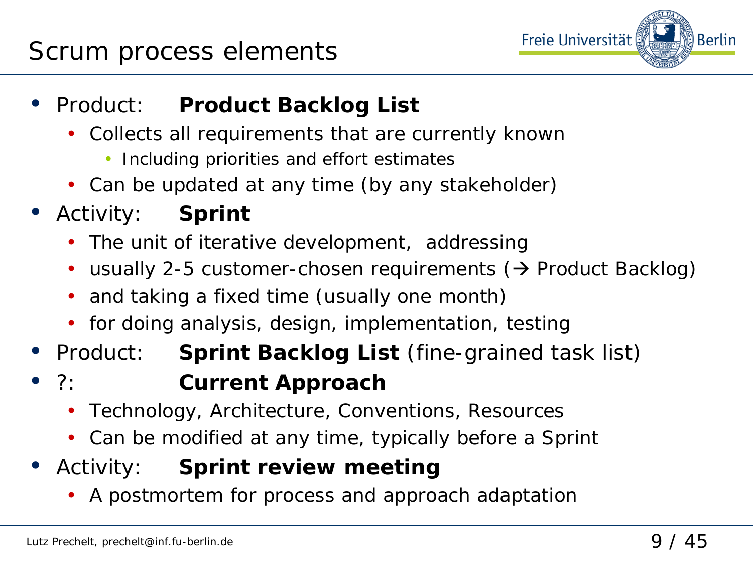# Scrum process elements

- Product: **Product Backlog List**
  - Collects all requirements that are currently known
    - Including priorities and effort estimates
  - Can be updated at any time (by any stakeholder)
- Activity: **Sprint**
  - The unit of iterative development, addressing
  - usually 2-5 customer-chosen requirements (→ Product Backlog)
  - and taking a fixed time (usually one month)
  - for doing analysis, design, implementation, testing
- Product: **Sprint Backlog List** (fine-grained task list)
- ?: **Current Approach**
  - Technology, Architecture, Conventions, Resources
  - Can be modified at any time, typically before a Sprint
- Activity: **Sprint review meeting**
  - A postmortem for process and approach adaptation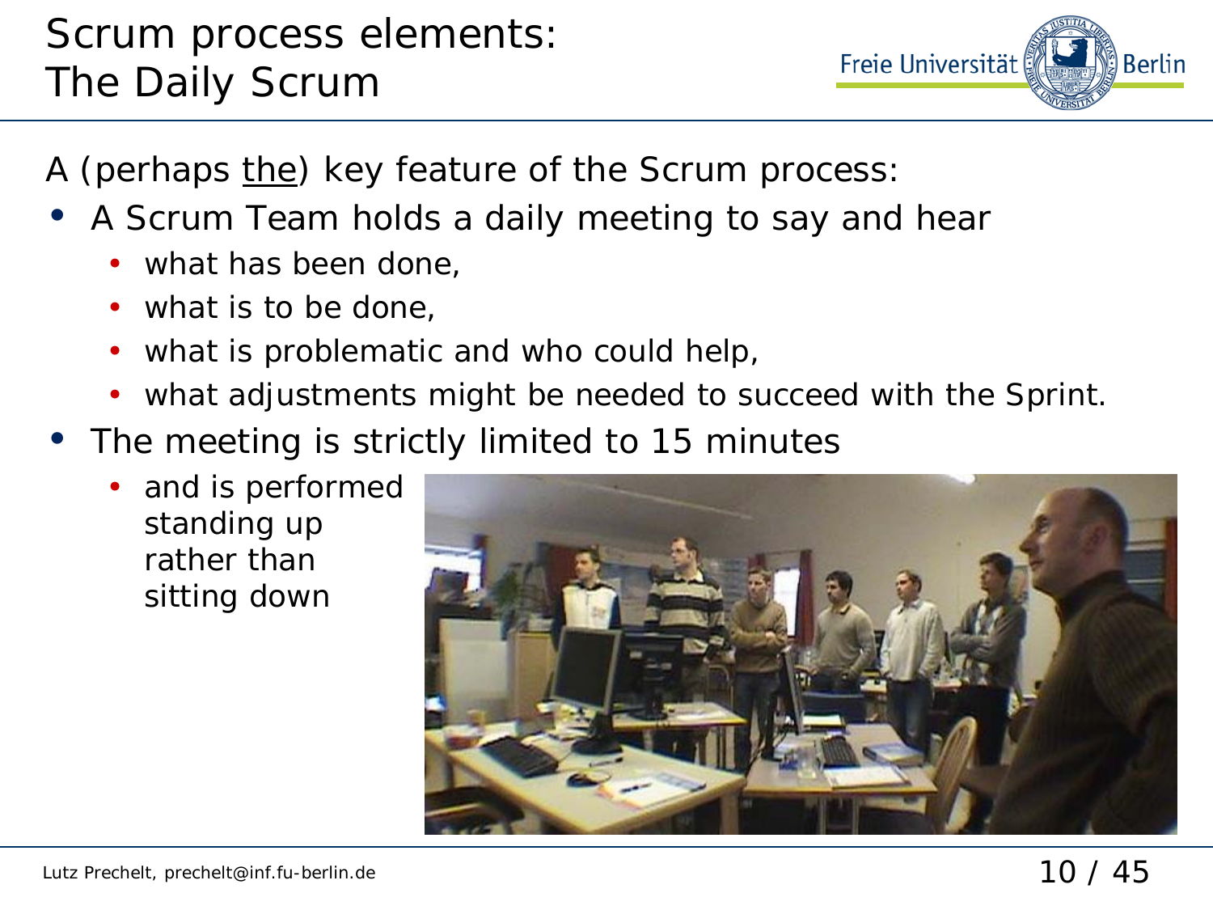# Scrum process elements: The Daily Scrum

A (perhaps the) key feature of the Scrum process:

- A Scrum Team holds a daily meeting to say and hear
  - what has been done,
  - what is to be done,
  - what is problematic and who could help,
  - what adjustments might be needed to succeed with the Sprint.
- The meeting is strictly limited to 15 minutes
  - and is performed standing up rather than sitting down

Lutz Prechelt, prechelt@inf.fu-berlin.de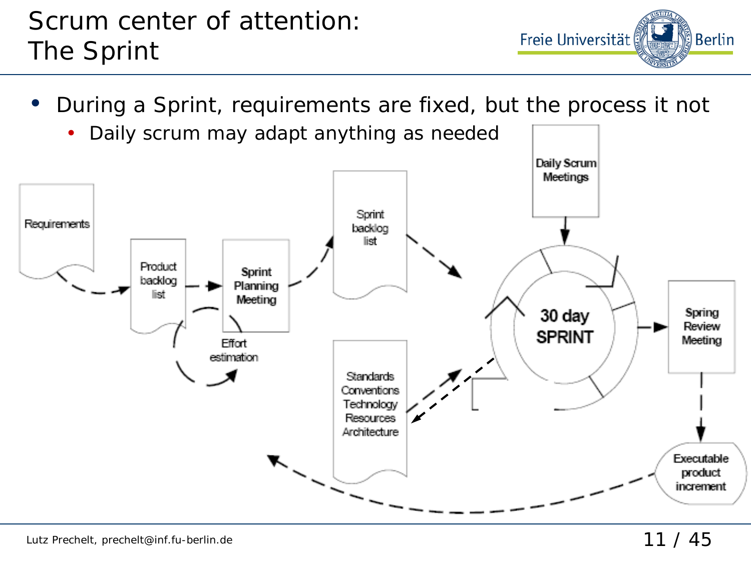# Scrum center of attention: The Sprint

- During a Sprint, requirements are fixed, but the process it not
  - Daily scrum may adapt anything as needed

Requirements

Product backlog list

Sprint Planning Meeting

Effort estimation

Sprint backlog list

Standards Conventions Technology Resources Architecture

Daily Scrum Meetings

30 day SPRINT

Spring Review Meeting

Executable product increment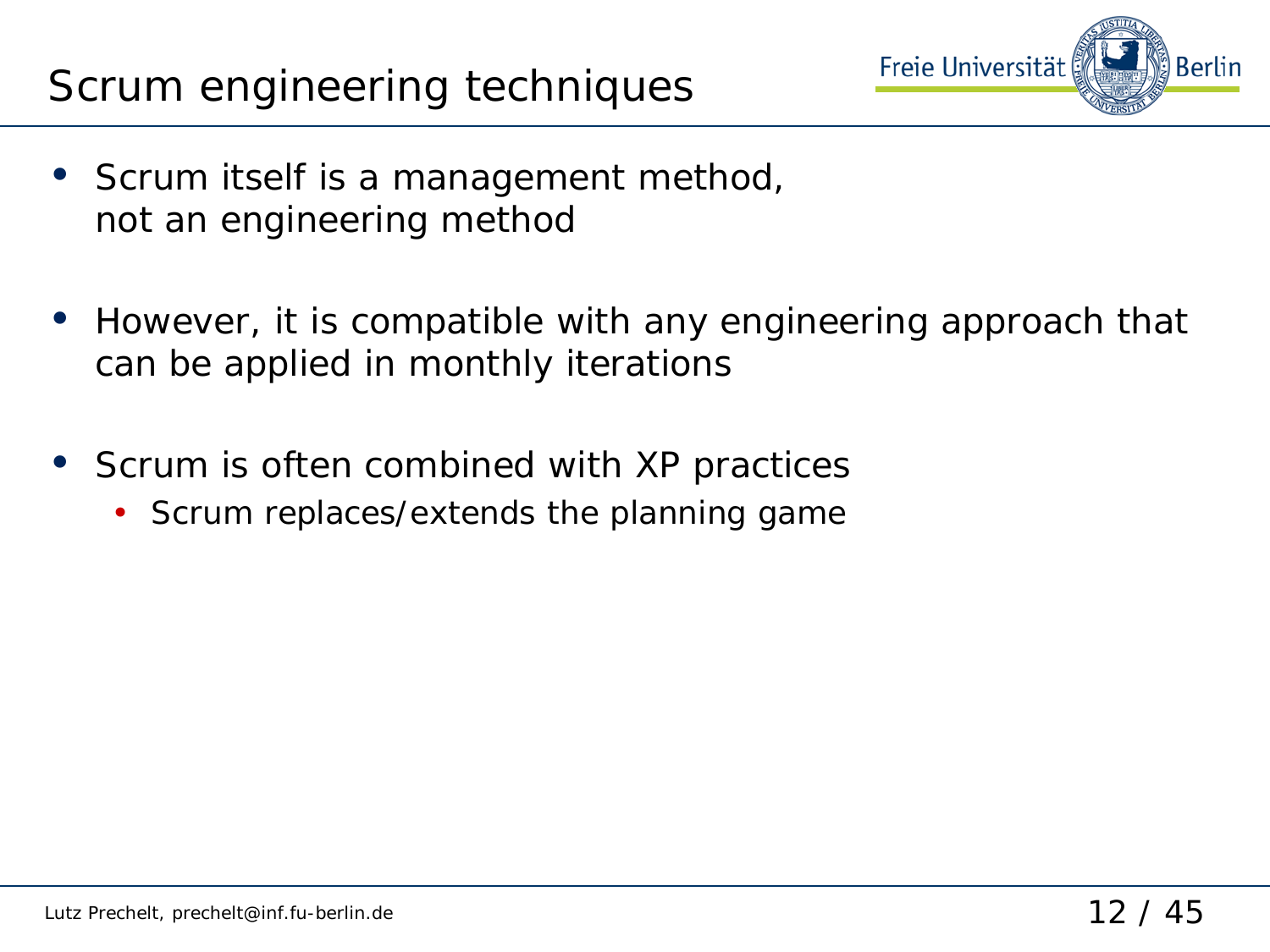# Scrum engineering techniques

- Scrum itself is a management method,
  not an engineering method
- However, it is compatible with any engineering approach that can be applied in monthly iterations
- Scrum is often combined with XP practices
  - Scrum replaces/extends the planning game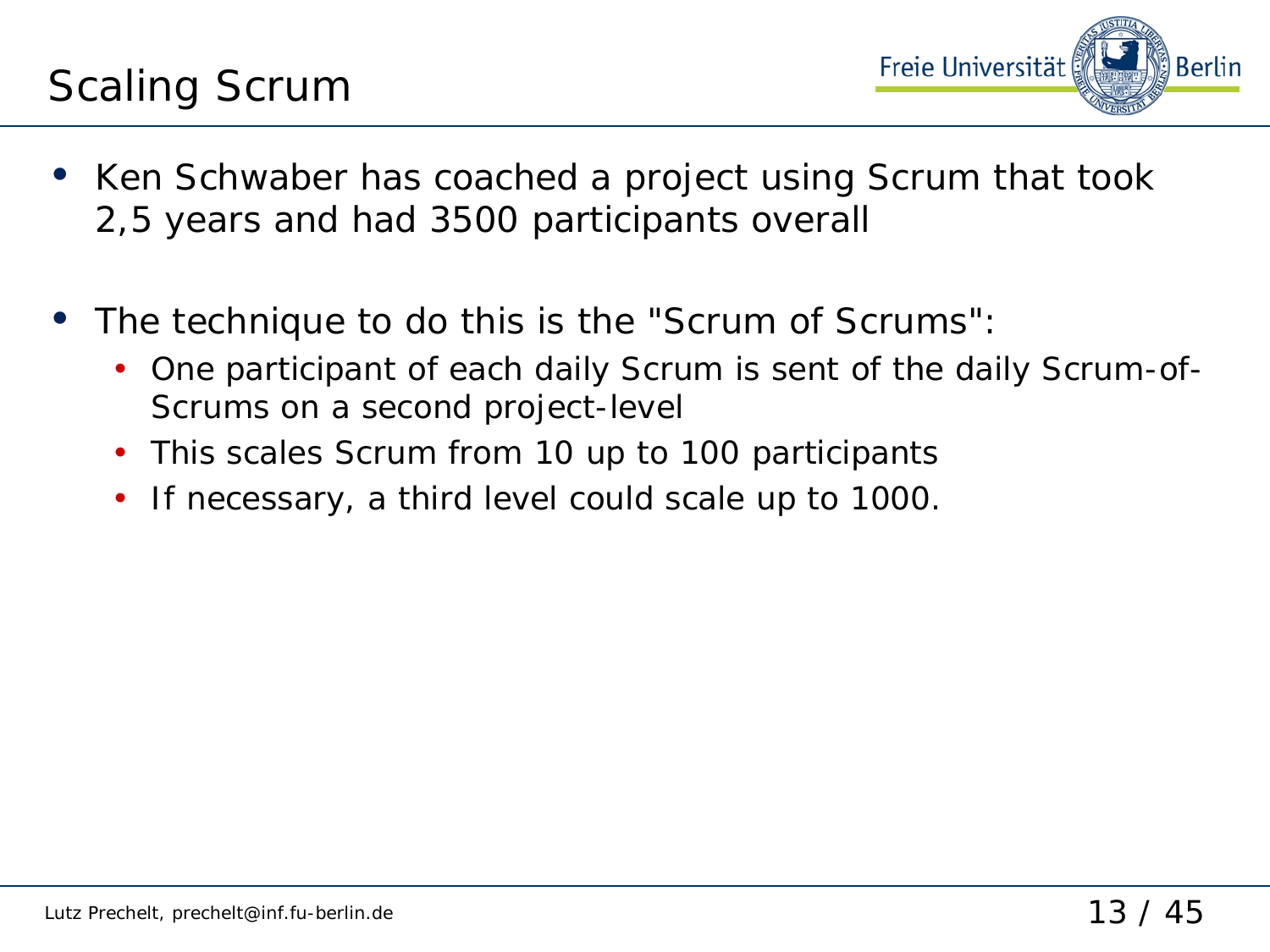# Scaling Scrum

- Ken Schwaber has coached a project using Scrum that took 2,5 years and had 3500 participants overall
- The technique to do this is the "Scrum of Scrums":
  - One participant of each daily Scrum is sent of the daily Scrum-of-Scrums on a second project-level
  - This scales Scrum from 10 up to 100 participants
  - If necessary, a third level could scale up to 1000.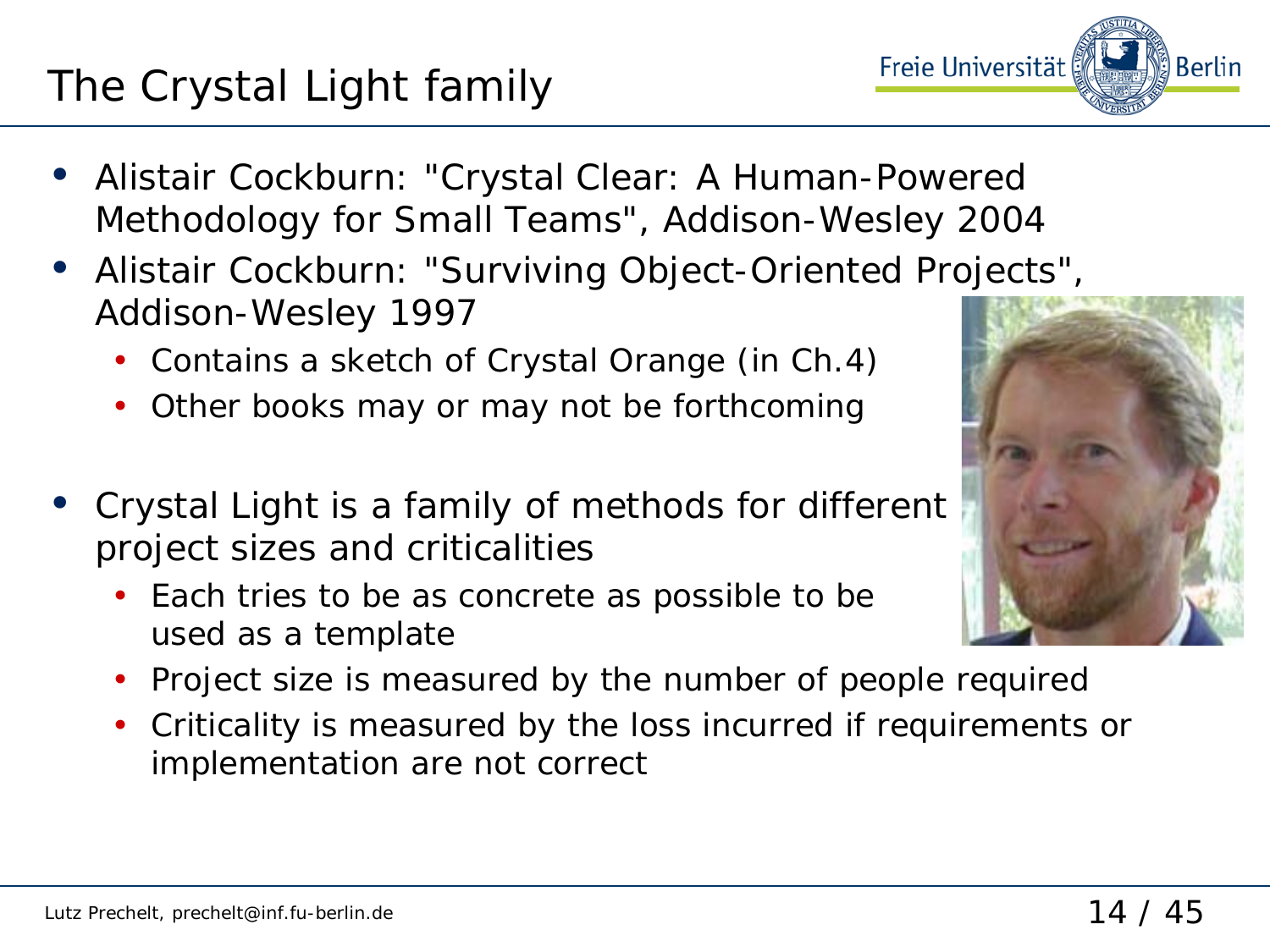# The Crystal Light family

- Alistair Cockburn: "Crystal Clear: A Human-Powered Methodology for Small Teams", Addison-Wesley 2004
- Alistair Cockburn: "Surviving Object-Oriented Projects", Addison-Wesley 1997
  - Contains a sketch of Crystal Orange (in Ch.4)
  - Other books may or may not be forthcoming
- Crystal Light is a family of methods for different project sizes and criticalities
  - Each tries to be as concrete as possible to be used as a template
  - Project size is measured by the number of people required
  - Criticality is measured by the loss incurred if requirements or implementation are not correct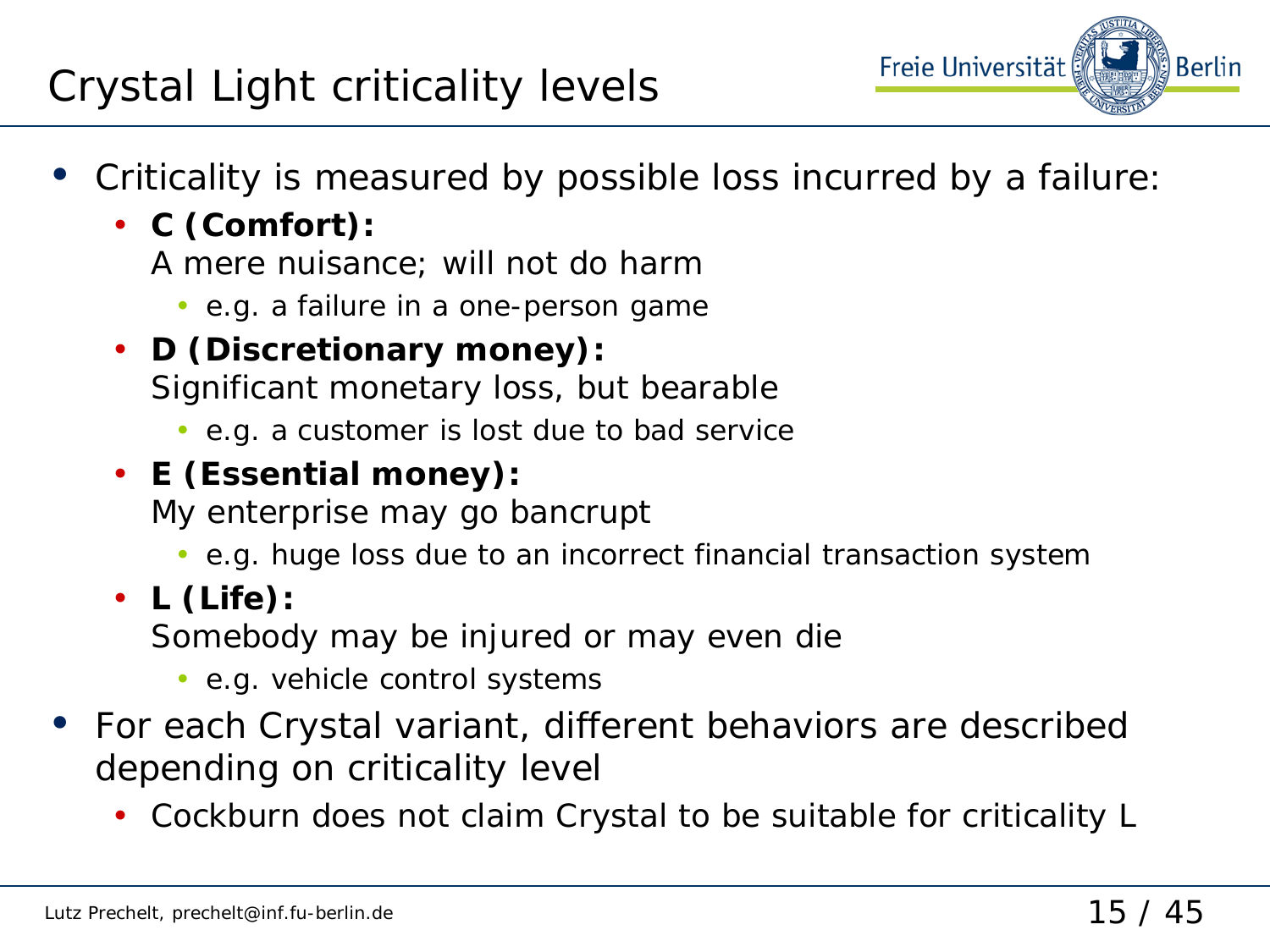# Crystal Light criticality levels

- Criticality is measured by possible loss incurred by a failure:
  - **C (Comfort):**
    A mere nuisance; will not do harm
    - e.g. a failure in a one-person game
  - **D (Discretionary money):**
    Significant monetary loss, but bearable
    - e.g. a customer is lost due to bad service
  - **E (Essential money):**
    My enterprise may go bancrupt
    - e.g. huge loss due to an incorrect financial transaction system
  - **L (Life):**
    Somebody may be injured or may even die
    - e.g. vehicle control systems
- For each Crystal variant, different behaviors are described depending on criticality level
  - Cockburn does not claim Crystal to be suitable for criticality L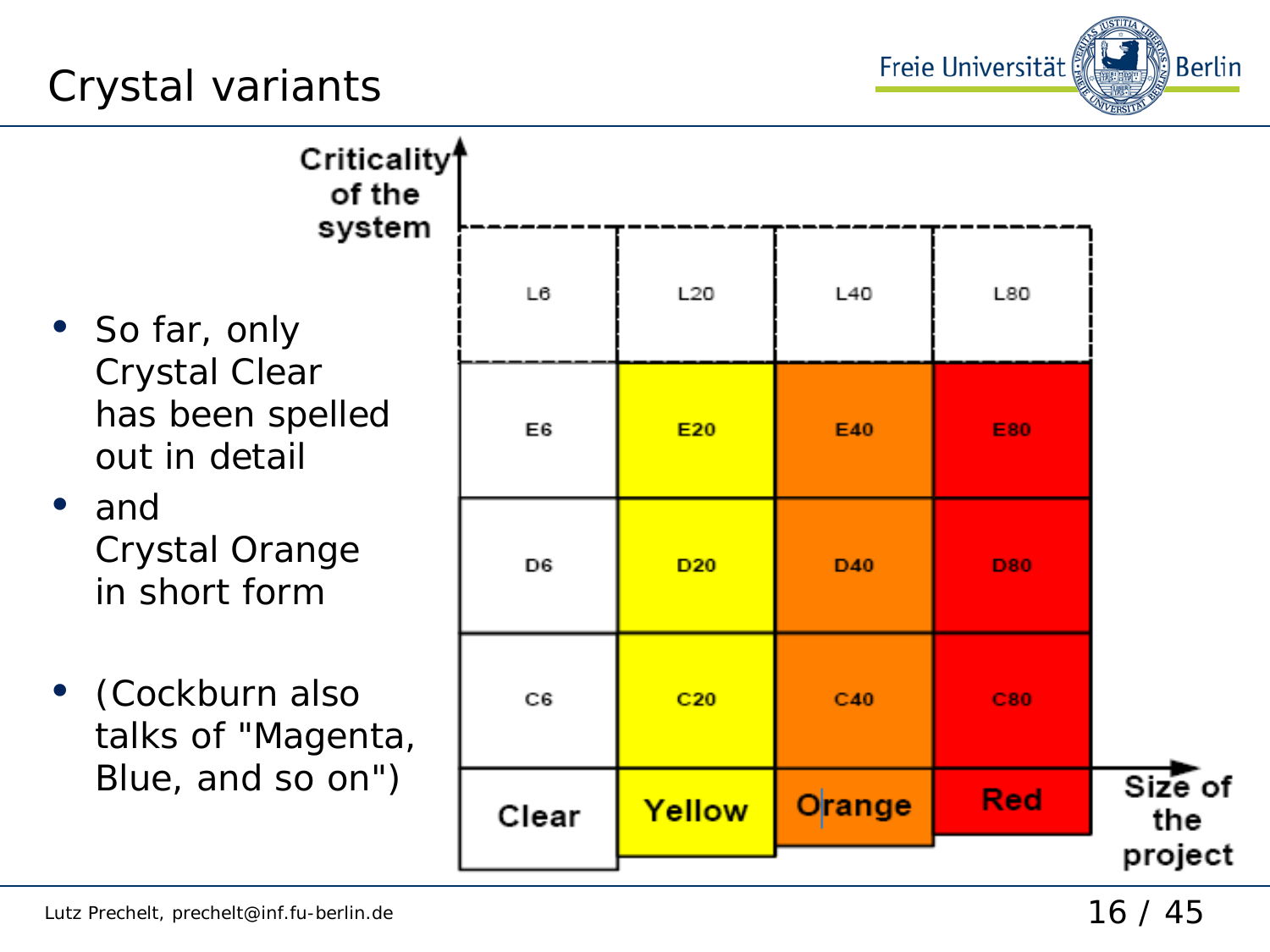# Crystal variants

- So far, only Crystal Clear has been spelled out in detail
- and Crystal Orange in short form
- (Cockburn also talks of "Magenta, Blue, and so on")

Criticality of the system

| | | | |
|---|---|---|---|
| L6 | L20 | L40 | L80 |
| E6 | E20 | E40 | E80 |
| D6 | D20 | D40 | D80 |
| C6 | C20 | C40 | C80 |
| Clear | Yellow | Orange | Red |

Size of the project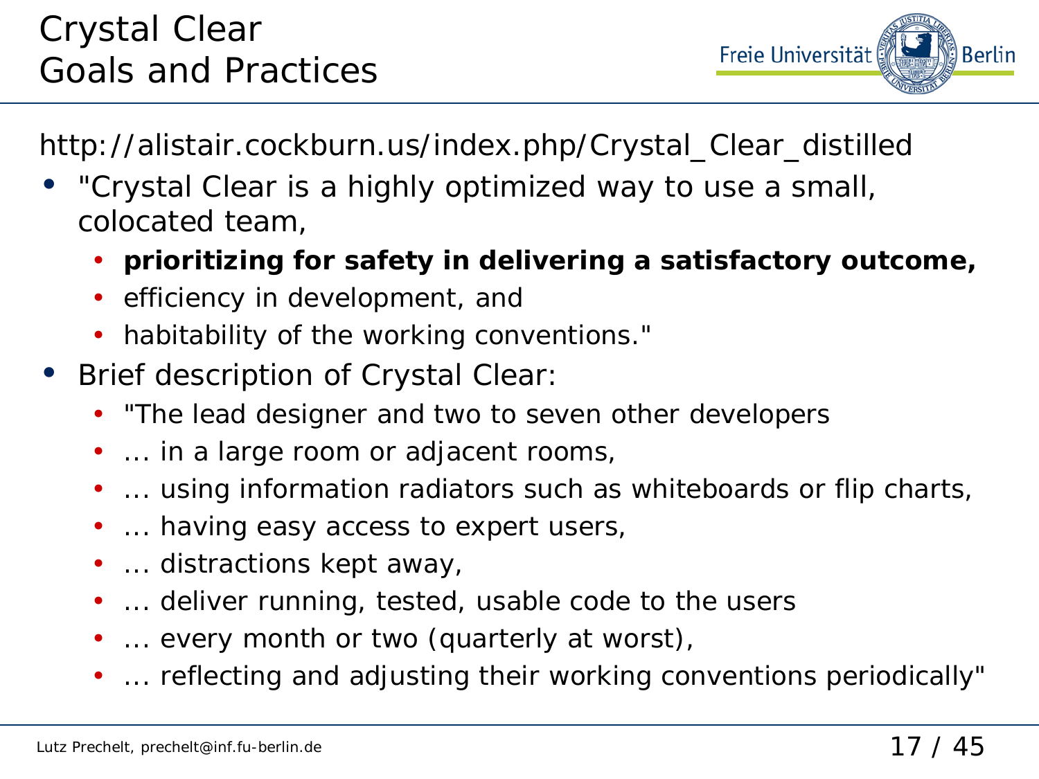# Crystal Clear
## Goals and Practices

http://alistair.cockburn.us/index.php/Crystal_Clear_distilled

- "Crystal Clear is a highly optimized way to use a small, colocated team,
  - **prioritizing for safety in delivering a satisfactory outcome,**
  - efficiency in development, and
  - habitability of the working conventions."
- Brief description of Crystal Clear:
  - "The lead designer and two to seven other developers
  - … in a large room or adjacent rooms,
  - … using information radiators such as whiteboards or flip charts,
  - … having easy access to expert users,
  - … distractions kept away,
  - … deliver running, tested, usable code to the users
  - … every month or two (quarterly at worst),
  - … reflecting and adjusting their working conventions periodically"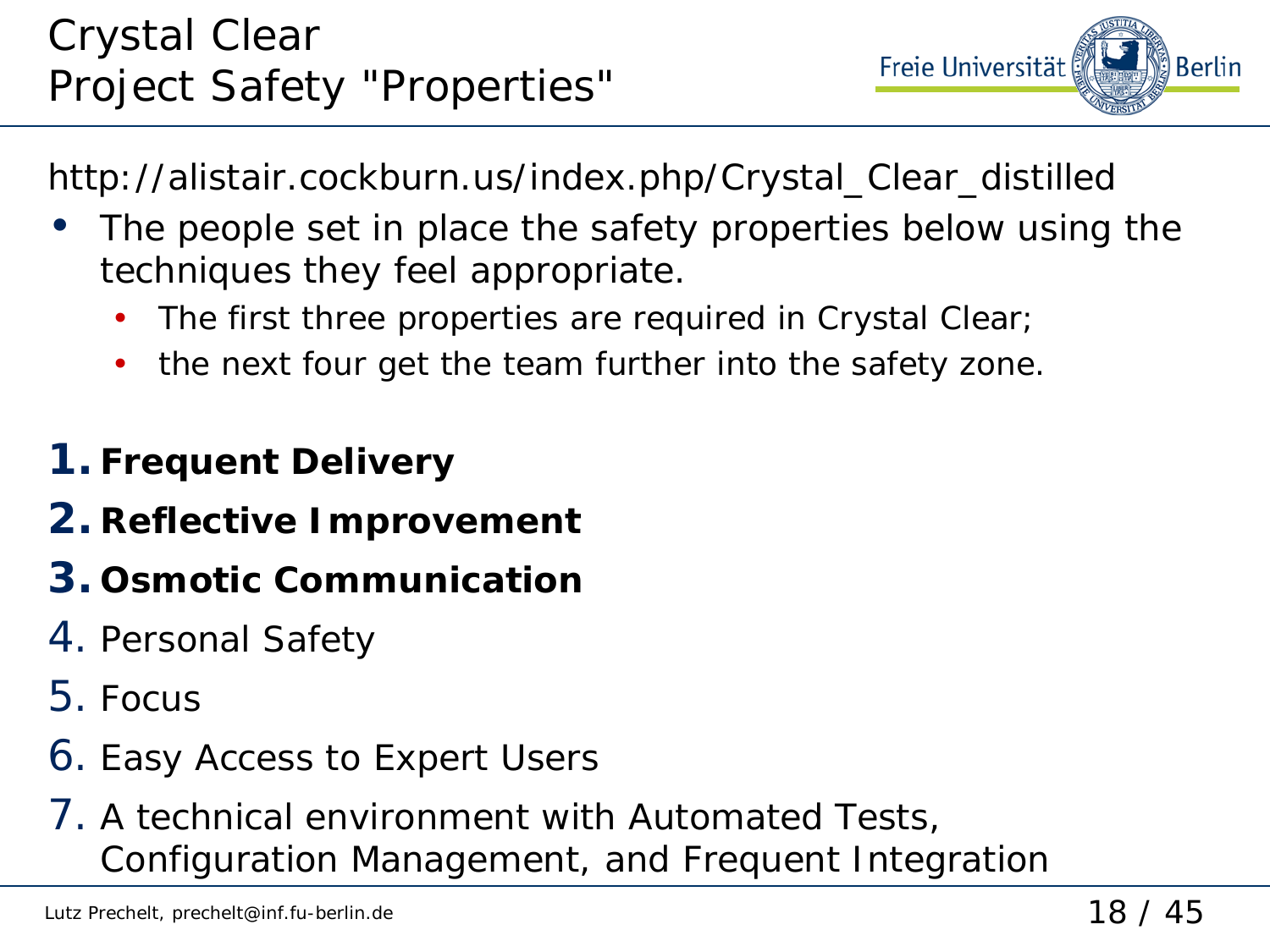# Crystal Clear
# Project Safety "Properties"

http://alistair.cockburn.us/index.php/Crystal_Clear_distilled

- The people set in place the safety properties below using the techniques they feel appropriate.
  - The first three properties are required in Crystal Clear;
  - the next four get the team further into the safety zone.

1. **Frequent Delivery**
2. **Reflective Improvement**
3. **Osmotic Communication**
4. Personal Safety
5. Focus
6. Easy Access to Expert Users
7. A technical environment with Automated Tests, Configuration Management, and Frequent Integration

Lutz Prechelt, prechelt@inf.fu-berlin.de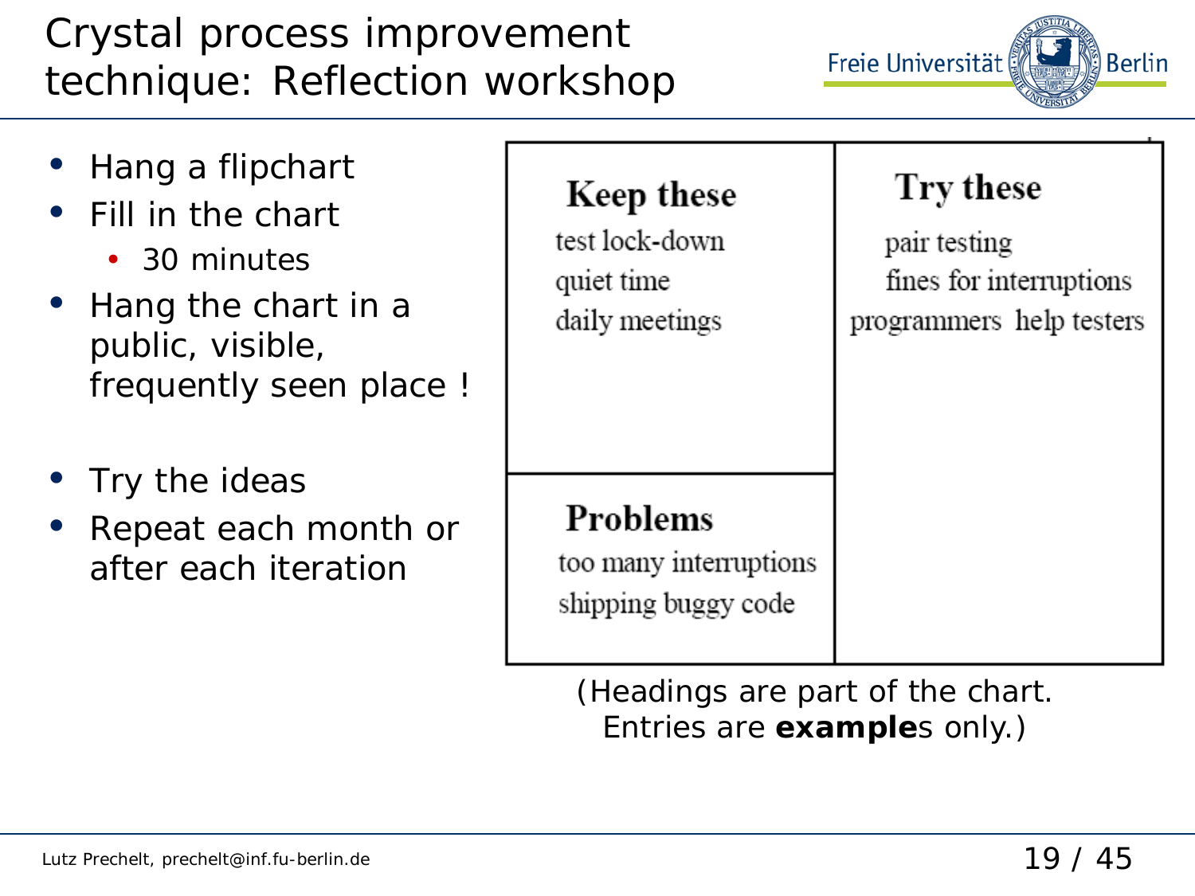# Crystal process improvement technique: Reflection workshop

- Hang a flipchart
- Fill in the chart
  - 30 minutes
- Hang the chart in a public, visible, frequently seen place !

- Try the ideas
- Repeat each month or after each iteration

| **Keep these** | **Try these** |
| --- | --- |
| test lock-down<br>quiet time<br>daily meetings | pair testing<br>fines for interruptions<br>programmers help testers |
| **Problems**<br>too many interruptions<br>shipping buggy code | |

(Headings are part of the chart. Entries are **example**s only.)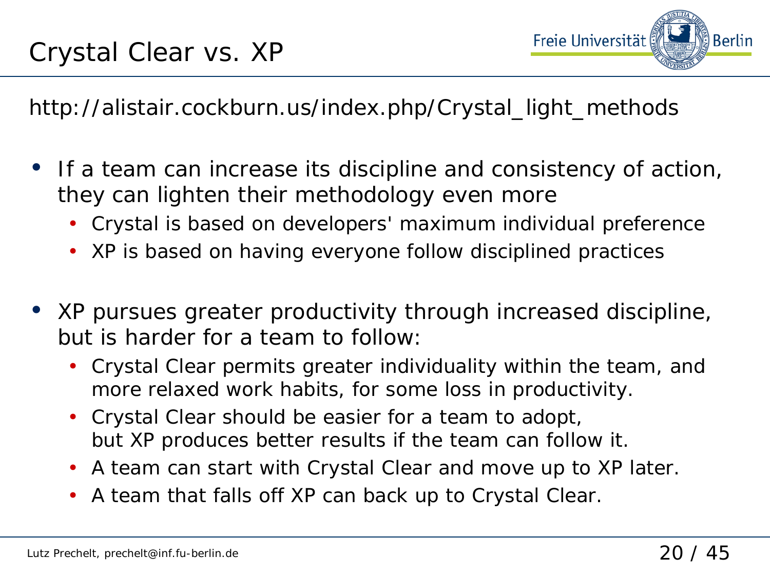# Crystal Clear vs. XP

http://alistair.cockburn.us/index.php/Crystal_light_methods

- If a team can increase its discipline and consistency of action, they can lighten their methodology even more
  - Crystal is based on developers' maximum individual preference
  - XP is based on having everyone follow disciplined practices
- XP pursues greater productivity through increased discipline, but is harder for a team to follow:
  - Crystal Clear permits greater individuality within the team, and more relaxed work habits, for some loss in productivity.
  - Crystal Clear should be easier for a team to adopt, but XP produces better results if the team can follow it.
  - A team can start with Crystal Clear and move up to XP later.
  - A team that falls off XP can back up to Crystal Clear.

Lutz Prechelt, prechelt@inf.fu-berlin.de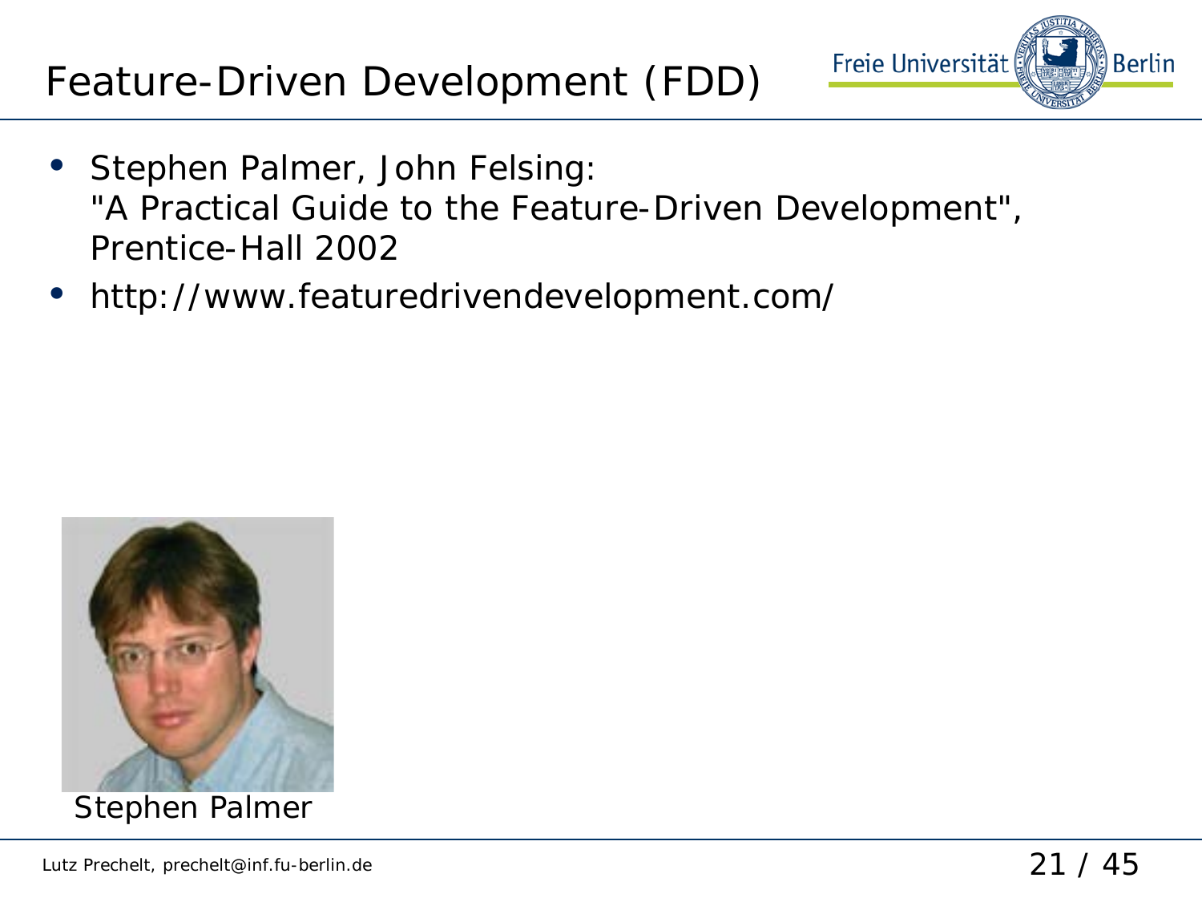# Feature-Driven Development (FDD)

- Stephen Palmer, John Felsing:
  "A Practical Guide to the Feature-Driven Development",
  Prentice-Hall 2002
- http://www.featuredrivendevelopment.com/

Stephen Palmer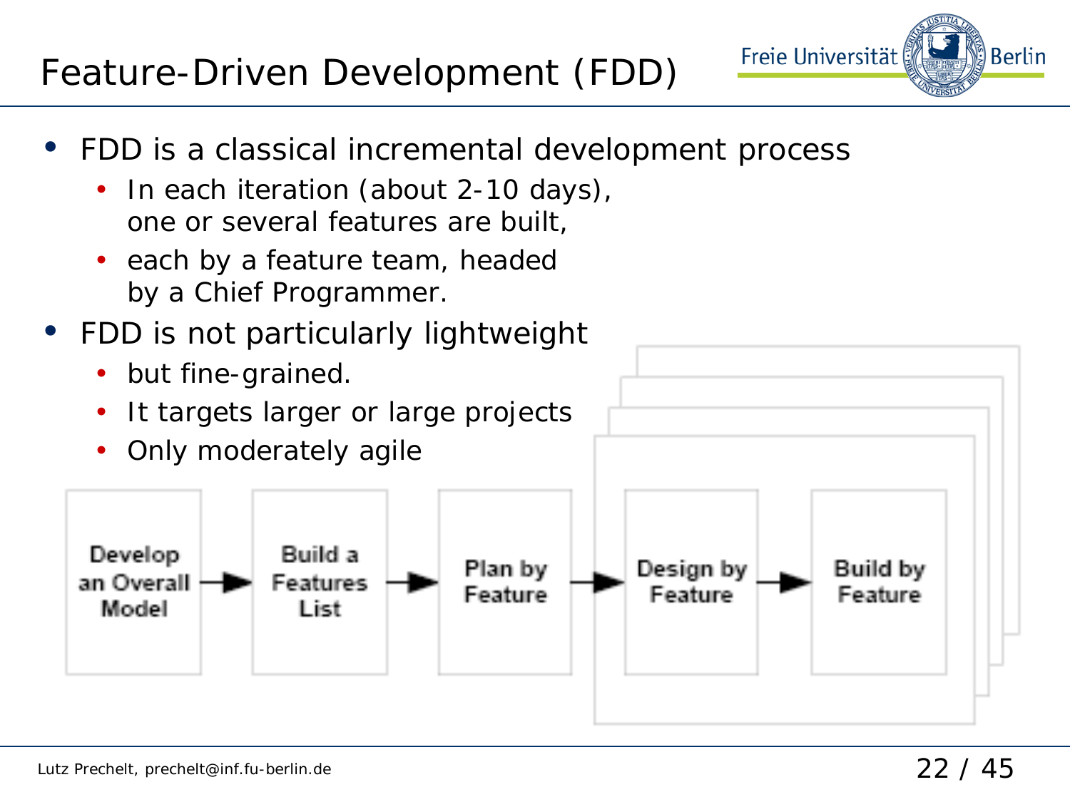# Feature-Driven Development (FDD)

- FDD is a classical incremental development process
  - In each iteration (about 2-10 days), one or several features are built,
  - each by a feature team, headed by a Chief Programmer.
- FDD is not particularly lightweight
  - but fine-grained.
  - It targets larger or large projects
  - Only moderately agile

Develop an Overall Model → Build a Features List → Plan by Feature → Design by Feature → Build by Feature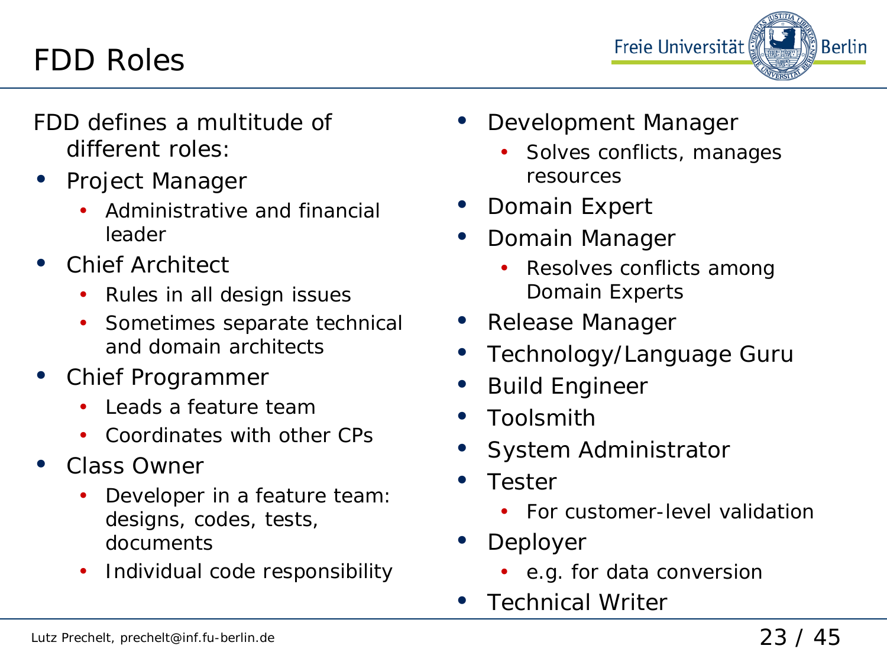# FDD Roles

FDD defines a multitude of different roles:

- Project Manager
  - Administrative and financial leader
- Chief Architect
  - Rules in all design issues
  - Sometimes separate technical and domain architects
- Chief Programmer
  - Leads a feature team
  - Coordinates with other CPs
- Class Owner
  - Developer in a feature team: designs, codes, tests, documents
  - Individual code responsibility
- Development Manager
  - Solves conflicts, manages resources
- Domain Expert
- Domain Manager
  - Resolves conflicts among Domain Experts
- Release Manager
- Technology/Language Guru
- Build Engineer
- Toolsmith
- System Administrator
- Tester
  - For customer-level validation
- Deployer
  - e.g. for data conversion
- Technical Writer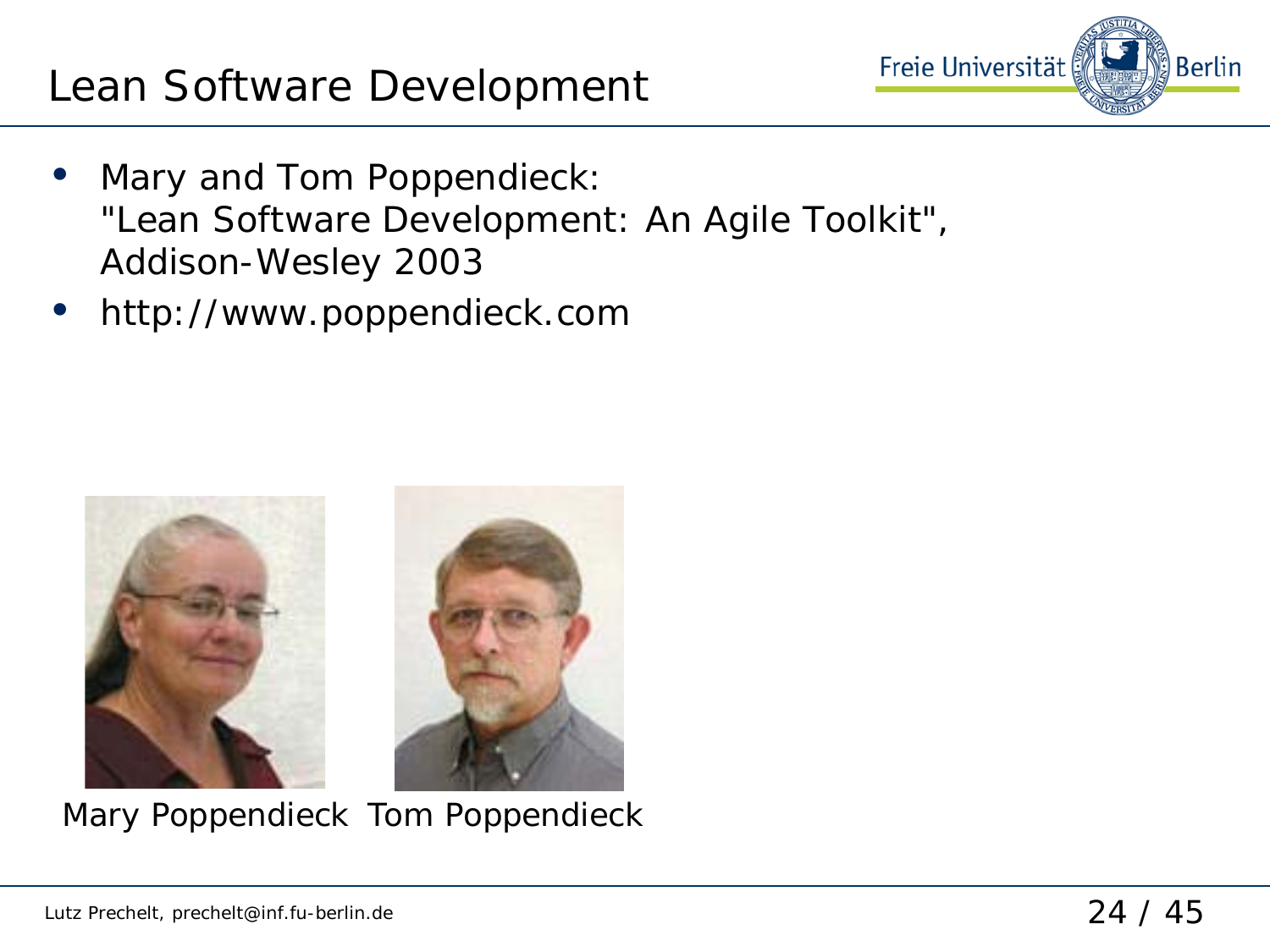# Lean Software Development

- Mary and Tom Poppendieck:
  "Lean Software Development: An Agile Toolkit",
  Addison-Wesley 2003
- http://www.poppendieck.com

Mary Poppendieck Tom Poppendieck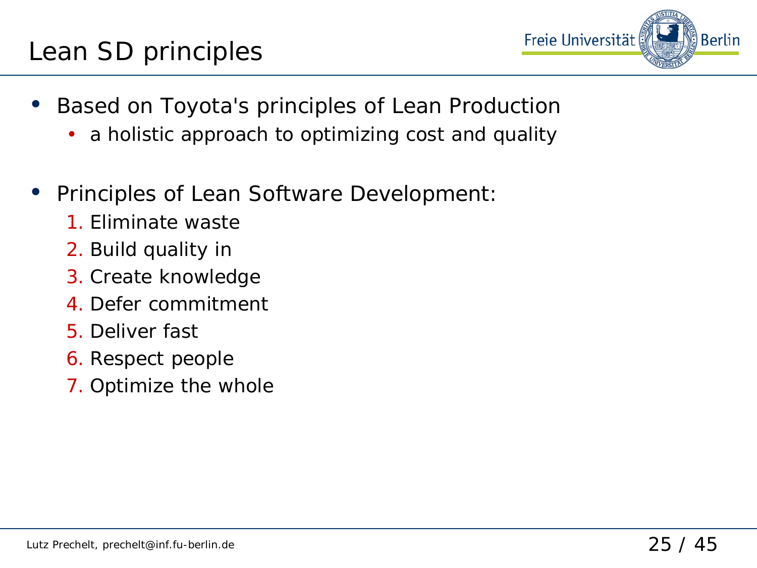# Lean SD principles

- Based on Toyota's principles of Lean Production
  - a holistic approach to optimizing cost and quality
- Principles of Lean Software Development:
  1. Eliminate waste
  2. Build quality in
  3. Create knowledge
  4. Defer commitment
  5. Deliver fast
  6. Respect people
  7. Optimize the whole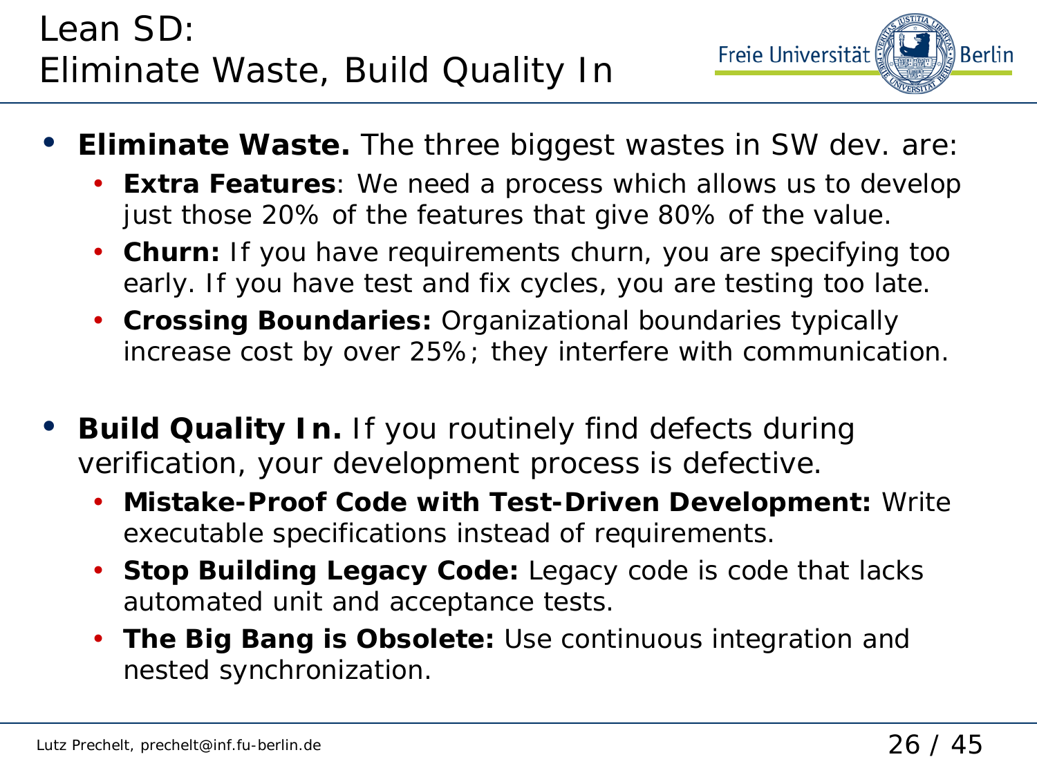# Lean SD: Eliminate Waste, Build Quality In

- **Eliminate Waste.** The three biggest wastes in SW dev. are:
  - **Extra Features**: We need a process which allows us to develop just those 20% of the features that give 80% of the value.
  - **Churn:** If you have requirements churn, you are specifying too early. If you have test and fix cycles, you are testing too late.
  - **Crossing Boundaries:** Organizational boundaries typically increase cost by over 25%; they interfere with communication.

- **Build Quality In.** If you routinely find defects during verification, your development process is defective.
  - **Mistake-Proof Code with Test-Driven Development:** Write executable specifications instead of requirements.
  - **Stop Building Legacy Code:** Legacy code is code that lacks automated unit and acceptance tests.
  - **The Big Bang is Obsolete:** Use continuous integration and nested synchronization.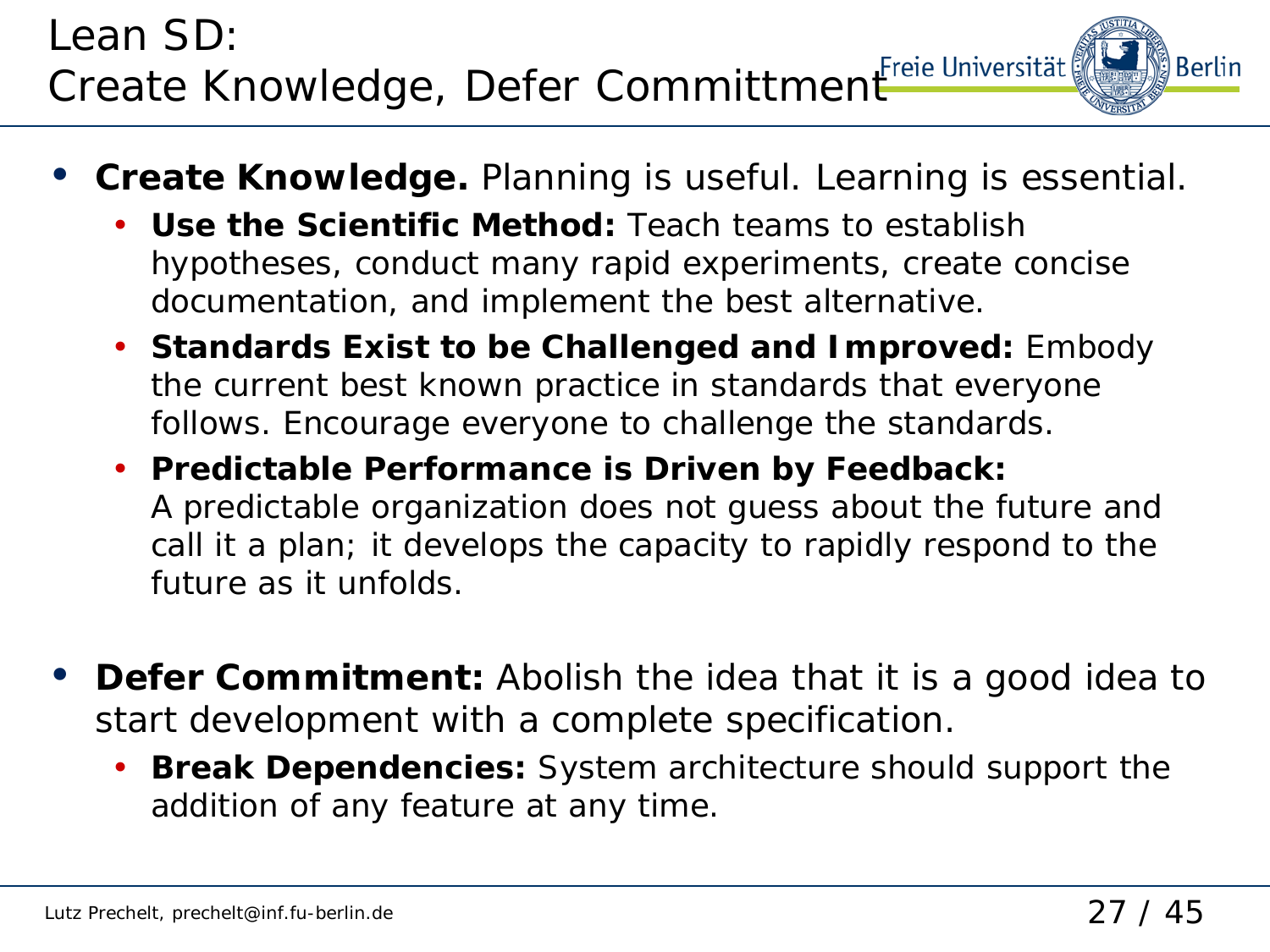# Lean SD: Create Knowledge, Defer Committment

- **Create Knowledge.** Planning is useful. Learning is essential.
  - **Use the Scientific Method:** Teach teams to establish hypotheses, conduct many rapid experiments, create concise documentation, and implement the best alternative.
  - **Standards Exist to be Challenged and Improved:** Embody the current best known practice in standards that everyone follows. Encourage everyone to challenge the standards.
  - **Predictable Performance is Driven by Feedback:** A predictable organization does not guess about the future and call it a plan; it develops the capacity to rapidly respond to the future as it unfolds.

- **Defer Commitment:** Abolish the idea that it is a good idea to start development with a complete specification.
  - **Break Dependencies:** System architecture should support the addition of any feature at any time.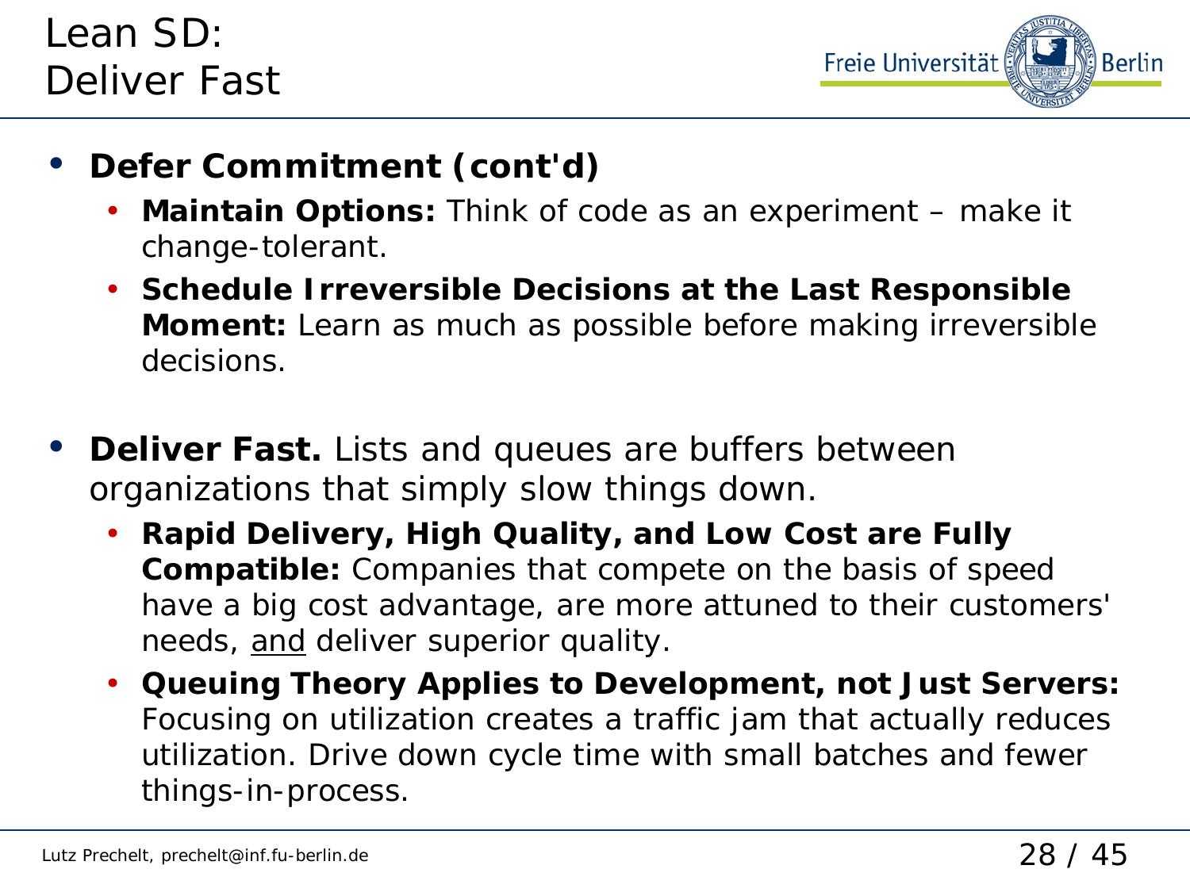# Lean SD: Deliver Fast

- **Defer Commitment (cont'd)**
  - **Maintain Options:** Think of code as an experiment – make it change-tolerant.
  - **Schedule Irreversible Decisions at the Last Responsible Moment:** Learn as much as possible before making irreversible decisions.

- **Deliver Fast.** Lists and queues are buffers between organizations that simply slow things down.
  - **Rapid Delivery, High Quality, and Low Cost are Fully Compatible:** Companies that compete on the basis of speed have a big cost advantage, are more attuned to their customers' needs, <u>and</u> deliver superior quality.
  - **Queuing Theory Applies to Development, not Just Servers:** Focusing on utilization creates a traffic jam that actually reduces utilization. Drive down cycle time with small batches and fewer things-in-process.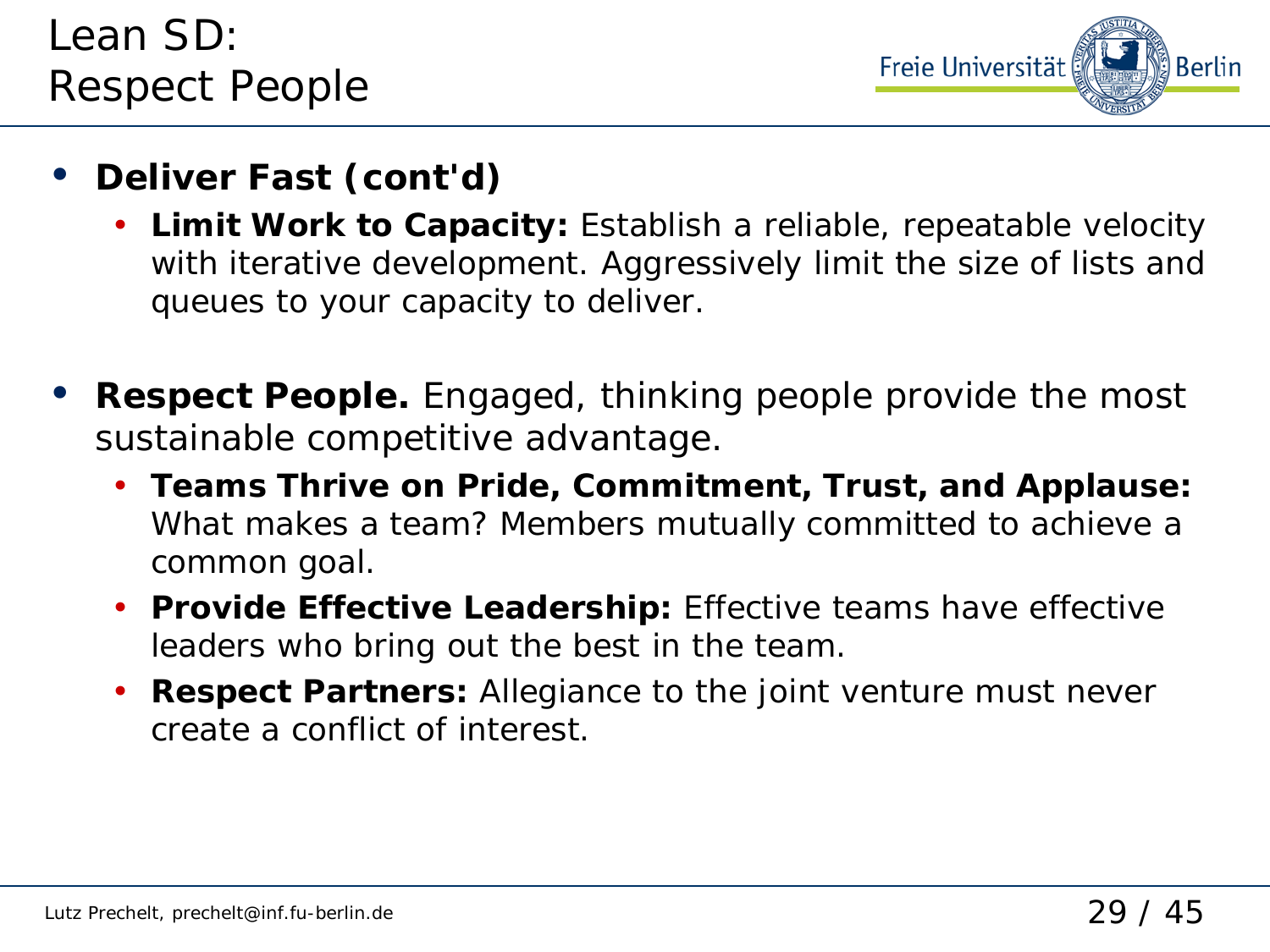# Lean SD: Respect People

- **Deliver Fast (cont'd)**
  - **Limit Work to Capacity:** Establish a reliable, repeatable velocity with iterative development. Aggressively limit the size of lists and queues to your capacity to deliver.

- **Respect People.** Engaged, thinking people provide the most sustainable competitive advantage.
  - **Teams Thrive on Pride, Commitment, Trust, and Applause:** What makes a team? Members mutually committed to achieve a common goal.
  - **Provide Effective Leadership:** Effective teams have effective leaders who bring out the best in the team.
  - **Respect Partners:** Allegiance to the joint venture must never create a conflict of interest.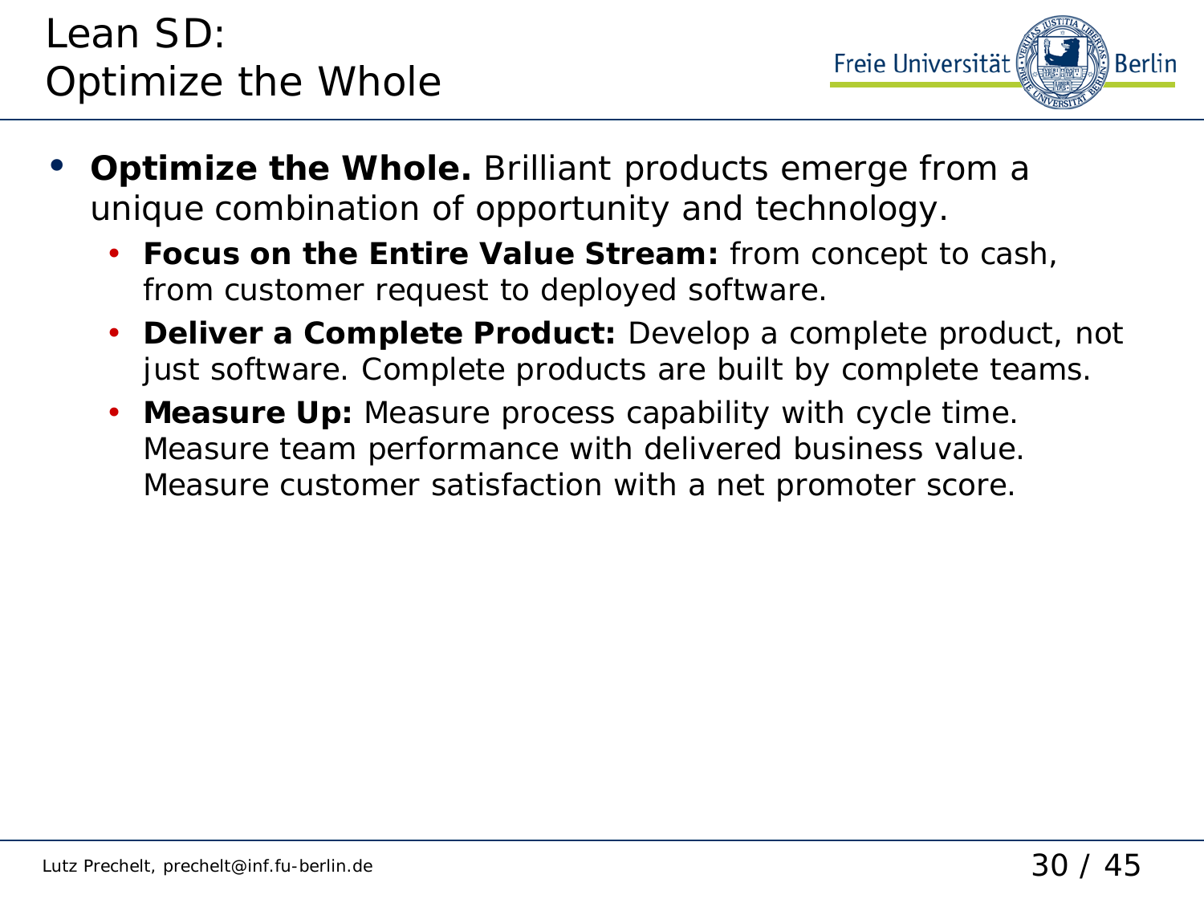# Lean SD: Optimize the Whole

- **Optimize the Whole.** Brilliant products emerge from a unique combination of opportunity and technology.
  - **Focus on the Entire Value Stream:** from concept to cash, from customer request to deployed software.
  - **Deliver a Complete Product:** Develop a complete product, not just software. Complete products are built by complete teams.
  - **Measure Up:** Measure process capability with cycle time. Measure team performance with delivered business value. Measure customer satisfaction with a net promoter score.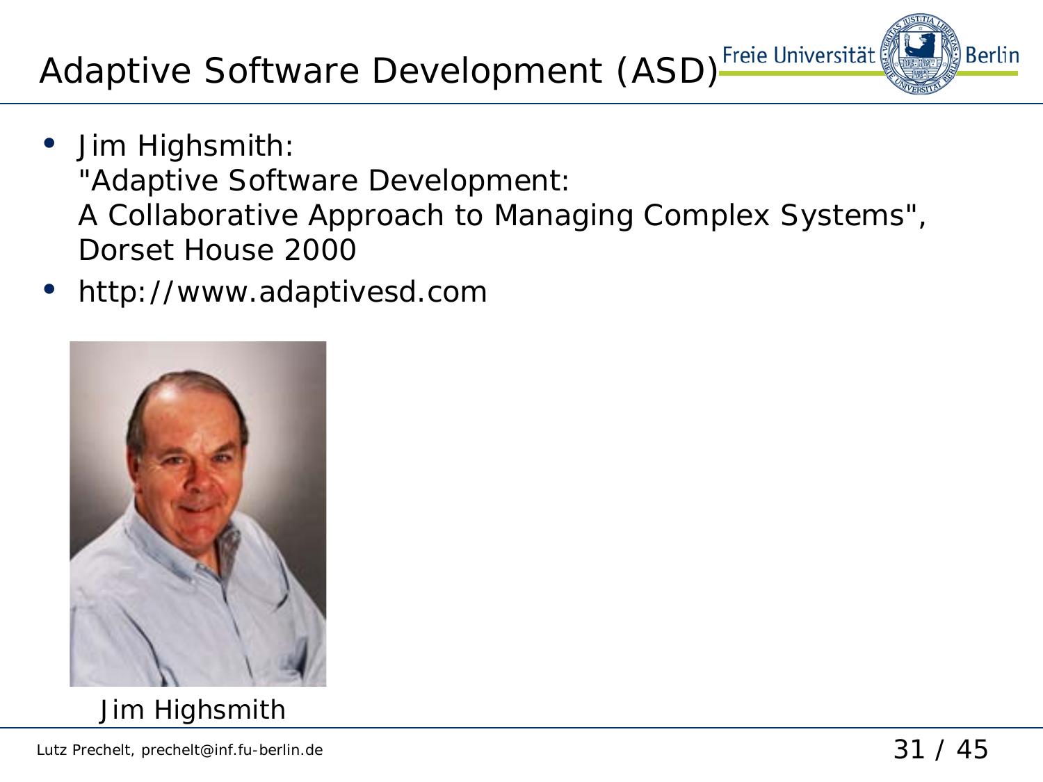# Adaptive Software Development (ASD)

- Jim Highsmith:
  "Adaptive Software Development:
  A Collaborative Approach to Managing Complex Systems",
  Dorset House 2000
- http://www.adaptivesd.com

Jim Highsmith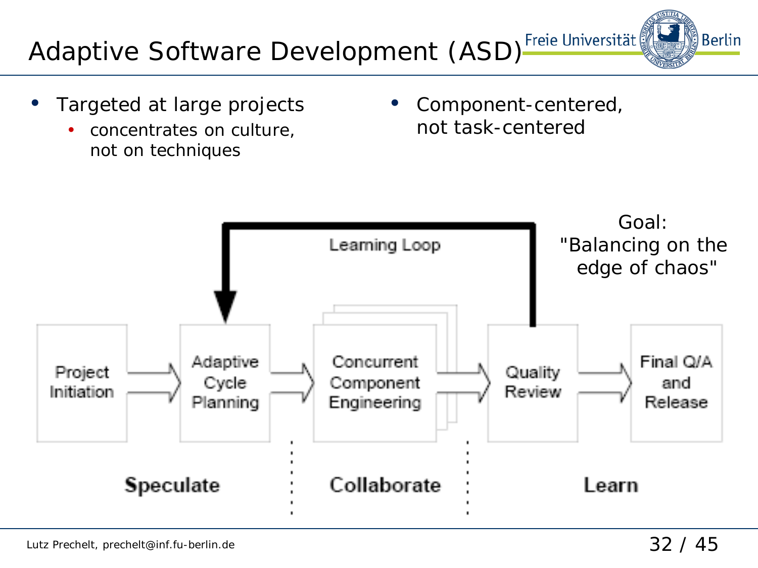# Adaptive Software Development (ASD)

- Targeted at large projects
  - concentrates on culture, not on techniques
- Component-centered, not task-centered

Learning Loop

Project Initiation → Adaptive Cycle Planning → Concurrent Component Engineering → Quality Review → Final Q/A and Release

Speculate | Collaborate | Learn

Goal: "Balancing on the edge of chaos"

Lutz Prechelt, prechelt@inf.fu-berlin.de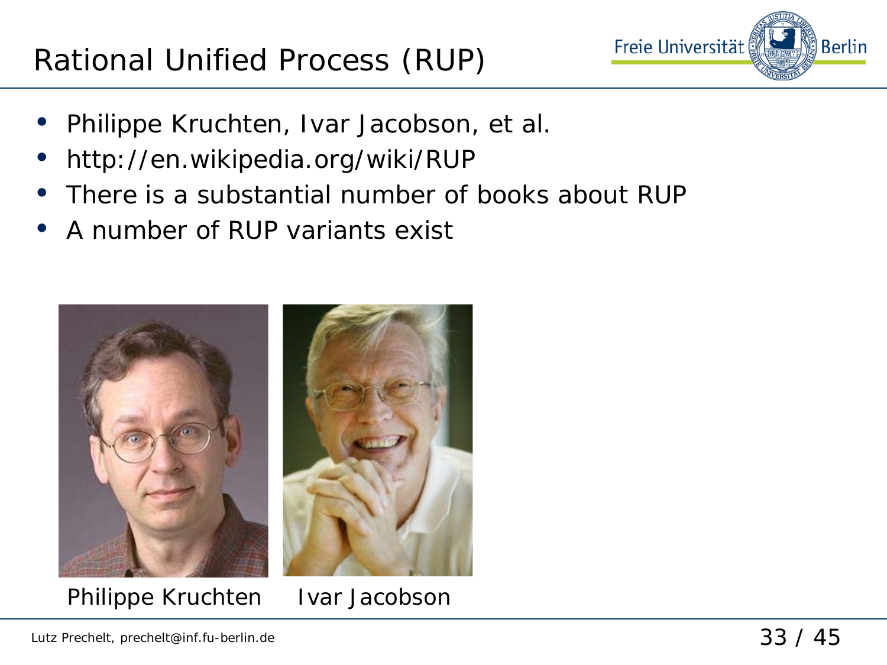# Rational Unified Process (RUP)

- Philippe Kruchten, Ivar Jacobson, et al.
- http://en.wikipedia.org/wiki/RUP
- There is a substantial number of books about RUP
- A number of RUP variants exist

Philippe Kruchten     Ivar Jacobson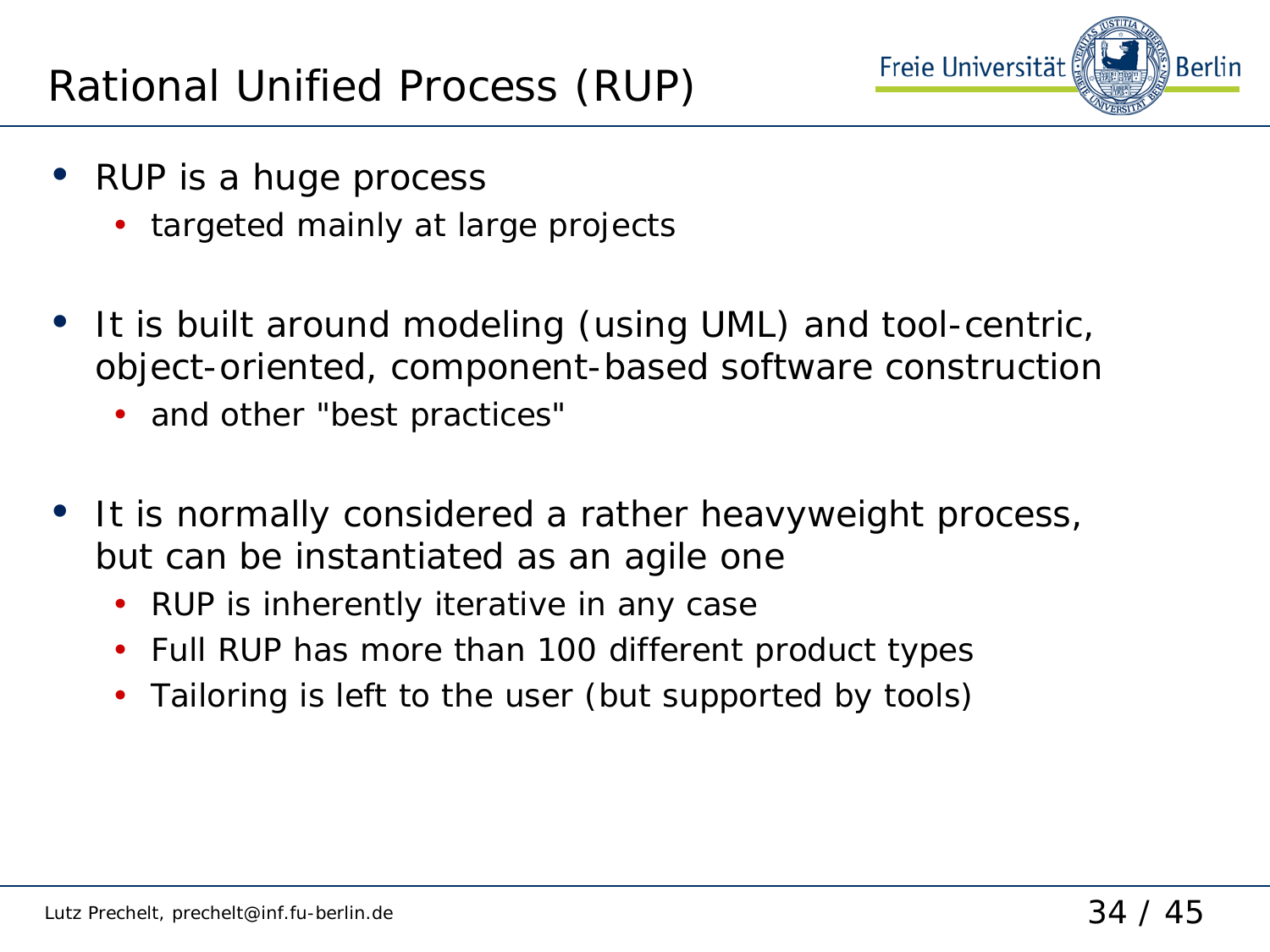# Rational Unified Process (RUP)

- RUP is a huge process
  - targeted mainly at large projects

- It is built around modeling (using UML) and tool-centric, object-oriented, component-based software construction
  - and other "best practices"

- It is normally considered a rather heavyweight process, but can be instantiated as an agile one
  - RUP is inherently iterative in any case
  - Full RUP has more than 100 different product types
  - Tailoring is left to the user (but supported by tools)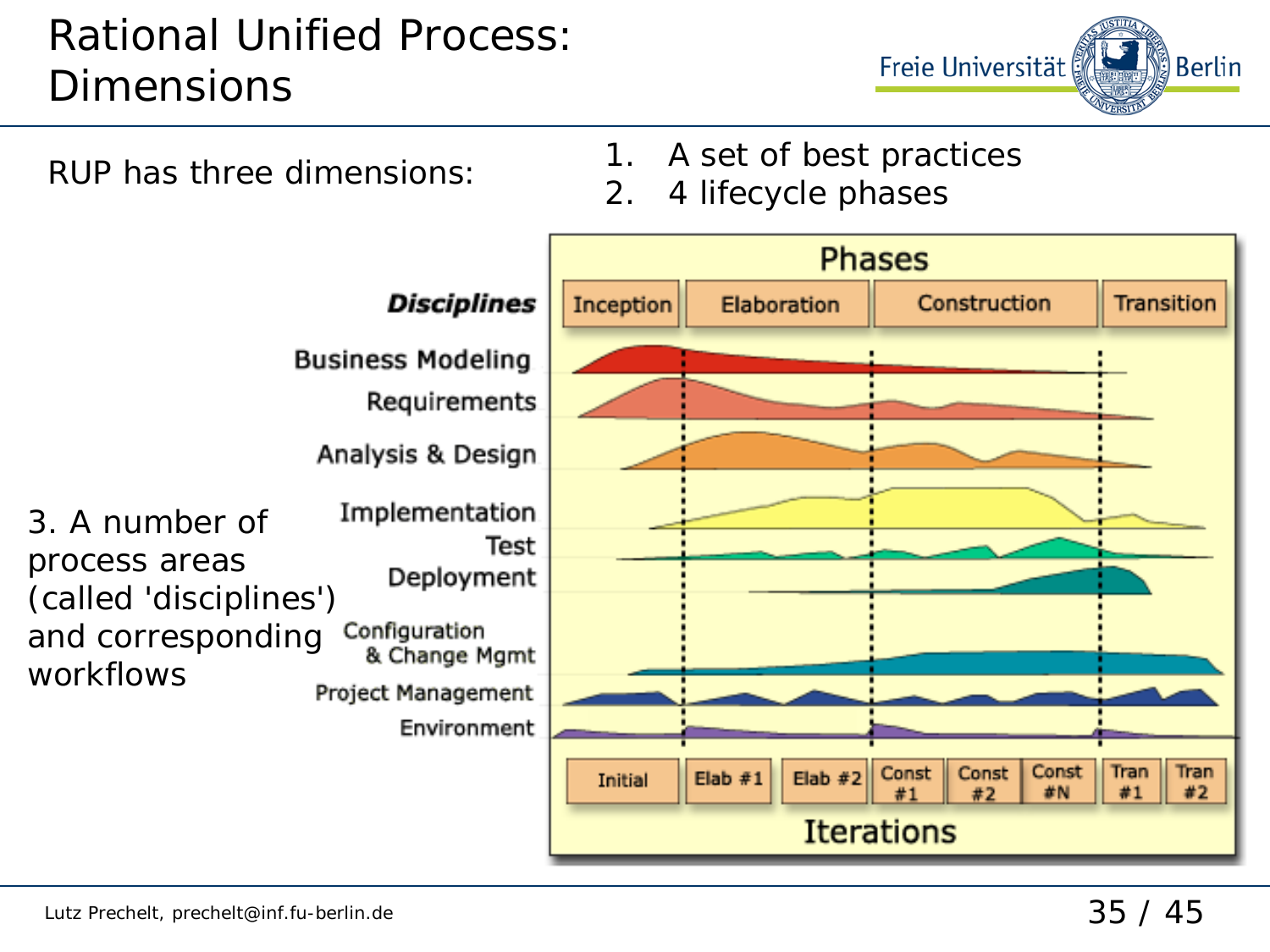# Rational Unified Process: Dimensions

RUP has three dimensions:

1. A set of best practices
2. 4 lifecycle phases
3. A number of process areas (called 'disciplines') and corresponding workflows

**Phases**

| *Disciplines* | Inception | Elaboration | Construction | Transition |
|---|---|---|---|---|
| Business Modeling | | | | |
| Requirements | | | | |
| Analysis & Design | | | | |
| Implementation | | | | |
| Test | | | | |
| Deployment | | | | |
| Configuration & Change Mgmt | | | | |
| Project Management | | | | |
| Environment | | | | |

| Initial | Elab #1 | Elab #2 | Const #1 | Const #2 | Const #N | Tran #1 | Tran #2 |
|---|---|---|---|---|---|---|---|

**Iterations**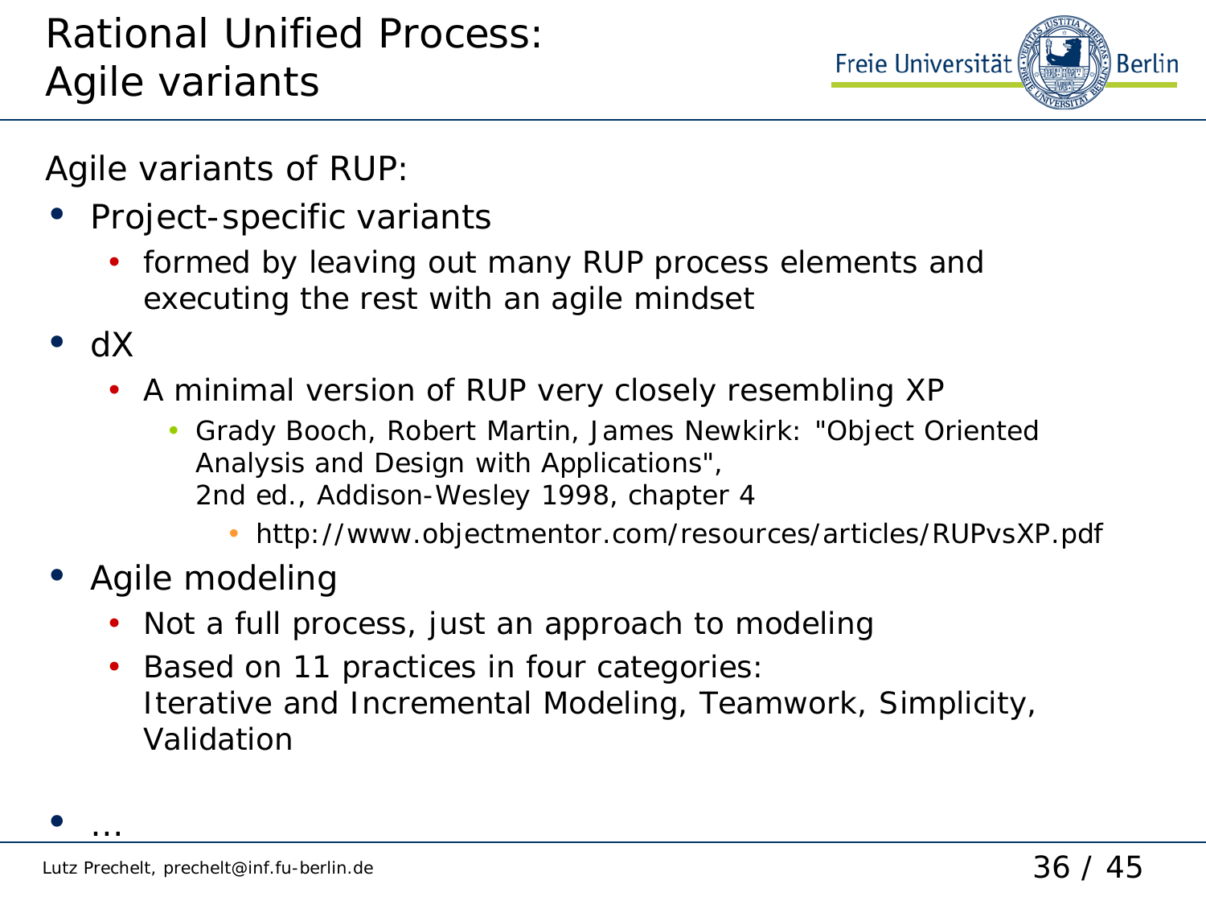# Rational Unified Process: Agile variants

Agile variants of RUP:

- Project-specific variants
  - formed by leaving out many RUP process elements and executing the rest with an agile mindset
- dX
  - A minimal version of RUP very closely resembling XP
    - Grady Booch, Robert Martin, James Newkirk: "Object Oriented Analysis and Design with Applications", 2nd ed., Addison-Wesley 1998, chapter 4
      - http://www.objectmentor.com/resources/articles/RUPvsXP.pdf
- Agile modeling
  - Not a full process, just an approach to modeling
  - Based on 11 practices in four categories: Iterative and Incremental Modeling, Teamwork, Simplicity, Validation
- ...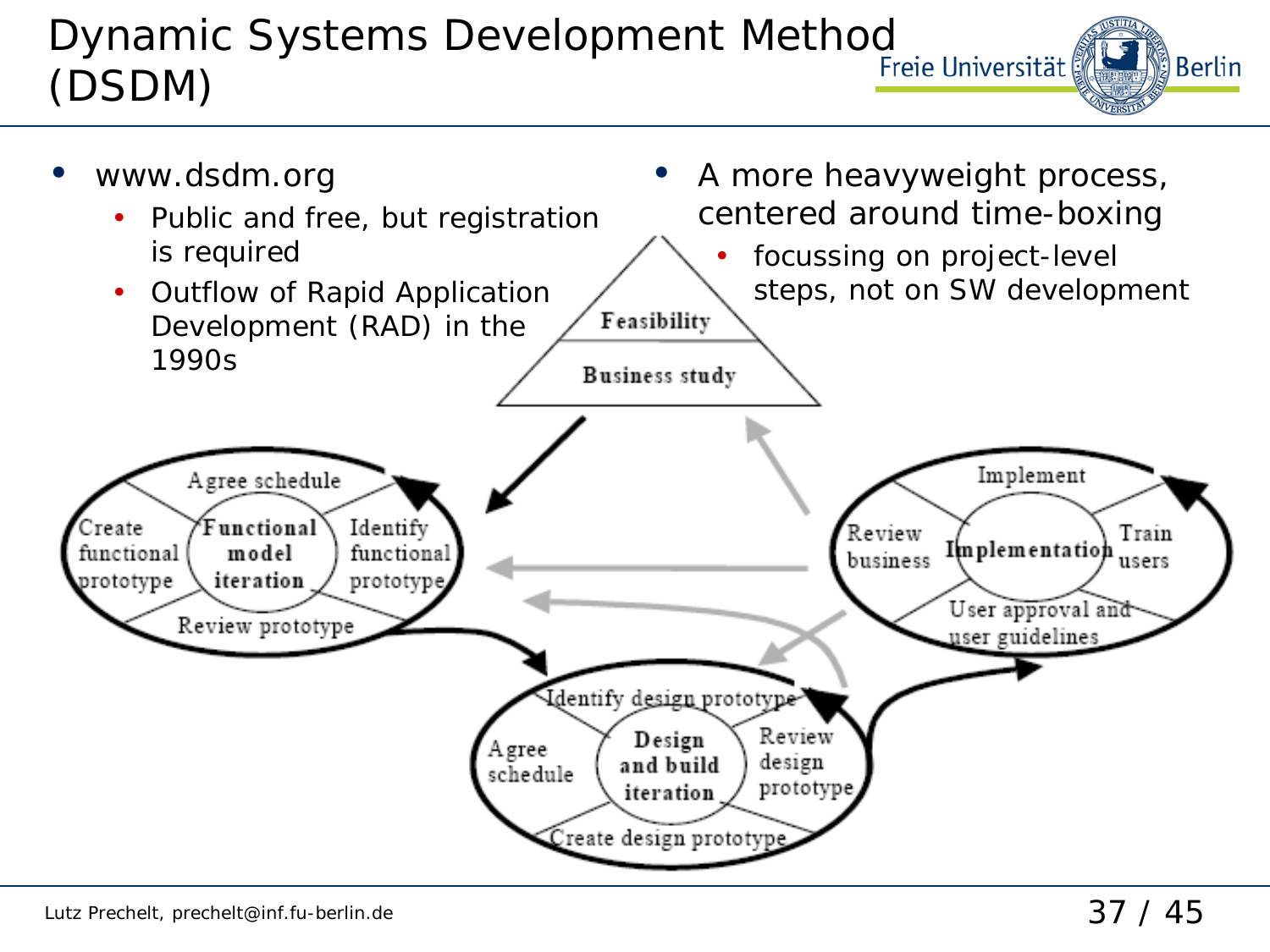# Dynamic Systems Development Method (DSDM)

- www.dsdm.org
  - Public and free, but registration is required
  - Outflow of Rapid Application Development (RAD) in the 1990s
- A more heavyweight process, centered around time-boxing
  - focussing on project-level steps, not on SW development

Feasibility

Business study

Functional model iteration: Agree schedule, Identify functional prototype, Review prototype, Create functional prototype

Design and build iteration: Identify design prototype, Review design prototype, Create design prototype, Agree schedule

Implementation: Implement, Train users, User approval and user guidelines, Review business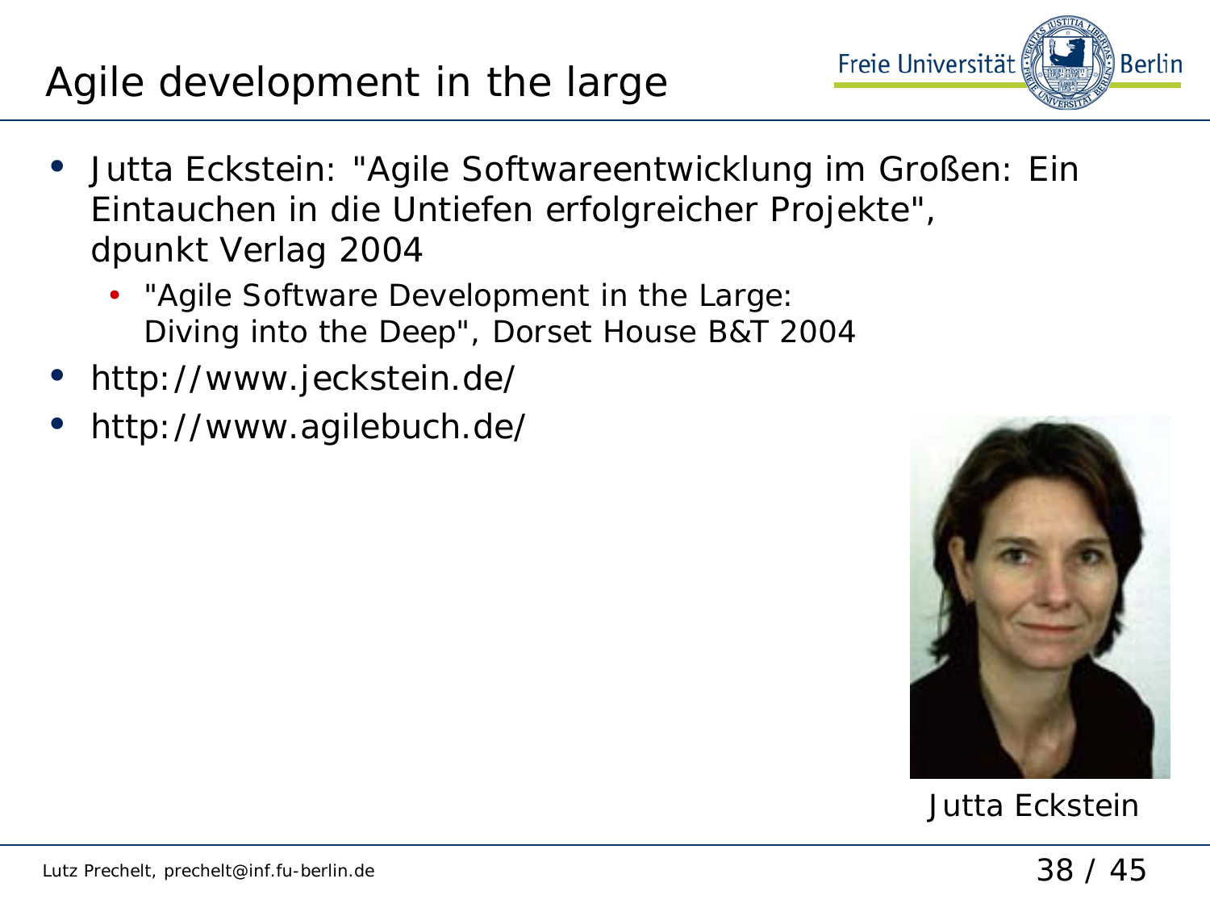# Agile development in the large

- Jutta Eckstein: "Agile Softwareentwicklung im Großen: Ein Eintauchen in die Untiefen erfolgreicher Projekte", dpunkt Verlag 2004
  - "Agile Software Development in the Large: Diving into the Deep", Dorset House B&T 2004
- http://www.jeckstein.de/
- http://www.agilebuch.de/

Jutta Eckstein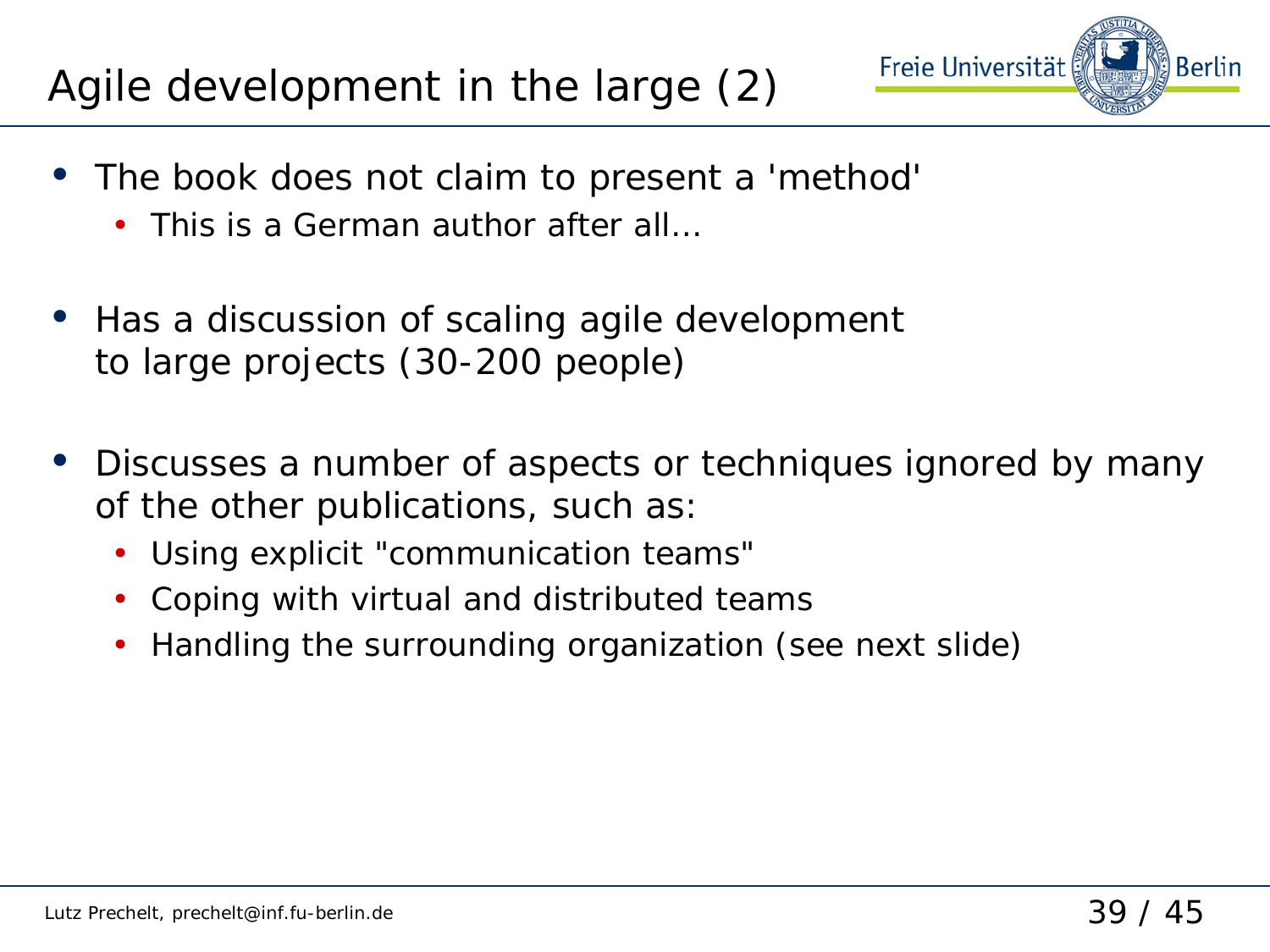# Agile development in the large (2)

- The book does not claim to present a 'method'
  - This is a German author after all...
- Has a discussion of scaling agile development to large projects (30-200 people)
- Discusses a number of aspects or techniques ignored by many of the other publications, such as:
  - Using explicit "communication teams"
  - Coping with virtual and distributed teams
  - Handling the surrounding organization (see next slide)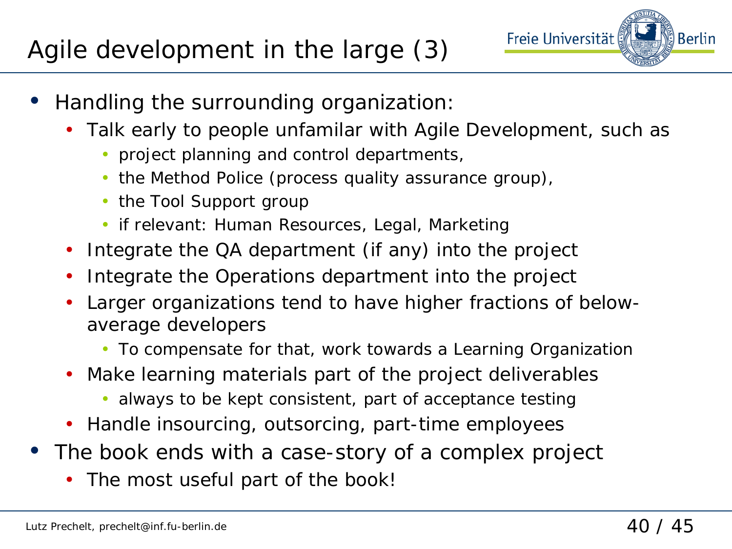# Agile development in the large (3)

- Handling the surrounding organization:
  - Talk early to people unfamilar with Agile Development, such as
    - project planning and control departments,
    - the Method Police (process quality assurance group),
    - the Tool Support group
    - if relevant: Human Resources, Legal, Marketing
  - Integrate the QA department (if any) into the project
  - Integrate the Operations department into the project
  - Larger organizations tend to have higher fractions of below-average developers
    - To compensate for that, work towards a Learning Organization
  - Make learning materials part of the project deliverables
    - always to be kept consistent, part of acceptance testing
  - Handle insourcing, outsourcing, part-time employees
- The book ends with a case-story of a complex project
  - The most useful part of the book!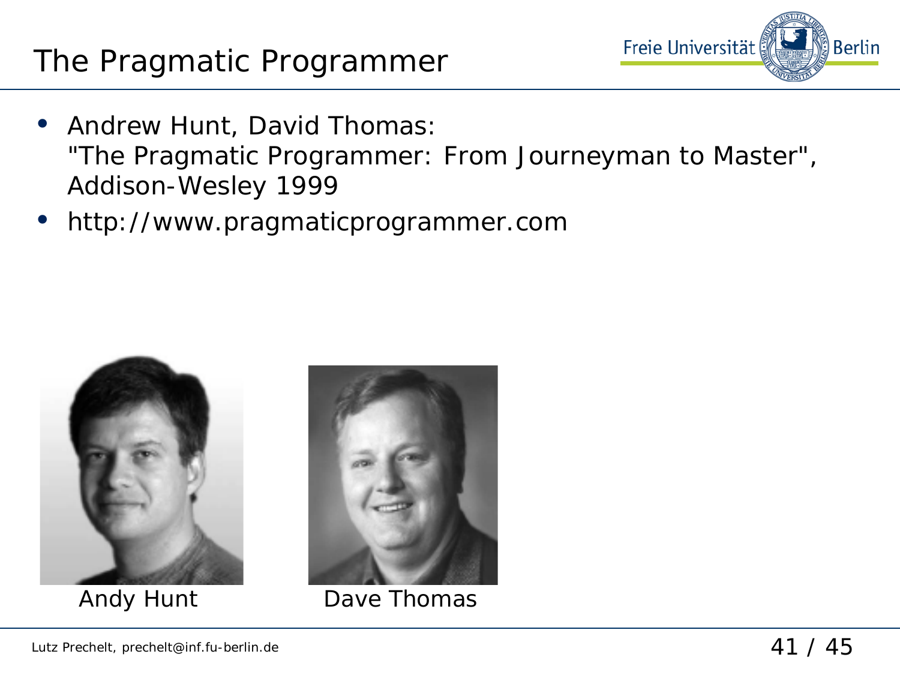# The Pragmatic Programmer

- Andrew Hunt, David Thomas:
  "The Pragmatic Programmer: From Journeyman to Master", Addison-Wesley 1999
- http://www.pragmaticprogrammer.com

Andy Hunt

Dave Thomas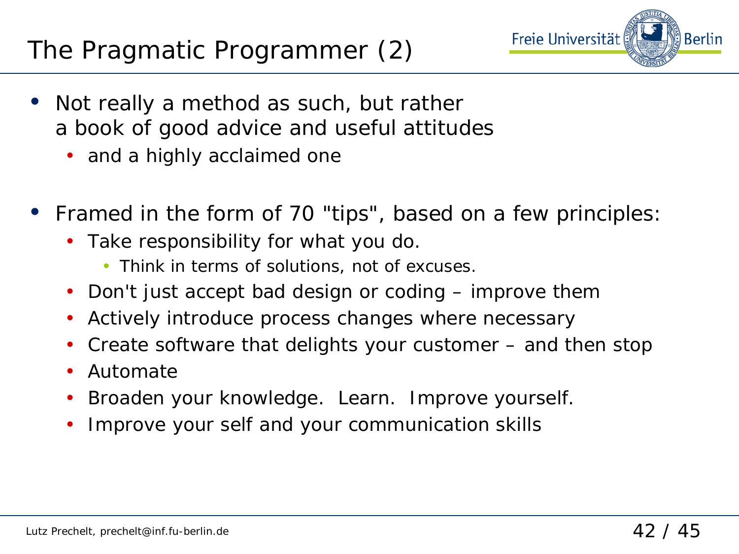# The Pragmatic Programmer (2)

- Not really a method as such, but rather a book of good advice and useful attitudes
  - and a highly acclaimed one

- Framed in the form of 70 "tips", based on a few principles:
  - Take responsibility for what you do.
    - Think in terms of solutions, not of excuses.
  - Don't just accept bad design or coding – improve them
  - Actively introduce process changes where necessary
  - Create software that delights your customer – and then stop
  - Automate
  - Broaden your knowledge. Learn. Improve yourself.
  - Improve your self and your communication skills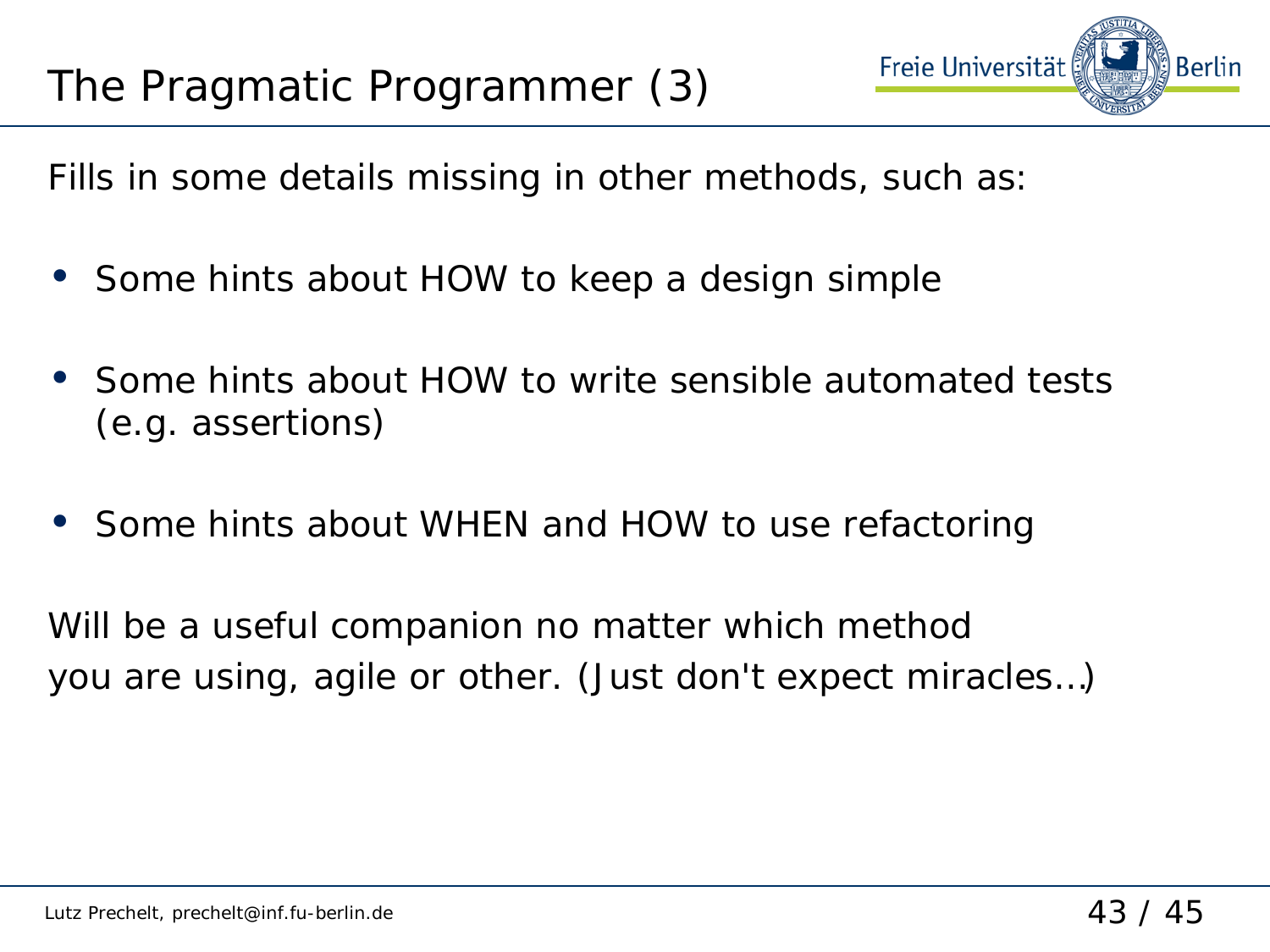# The Pragmatic Programmer (3)

Fills in some details missing in other methods, such as:

- Some hints about HOW to keep a design simple
- Some hints about HOW to write sensible automated tests (e.g. assertions)
- Some hints about WHEN and HOW to use refactoring

Will be a useful companion no matter which method you are using, agile or other. (Just don't expect miracles…)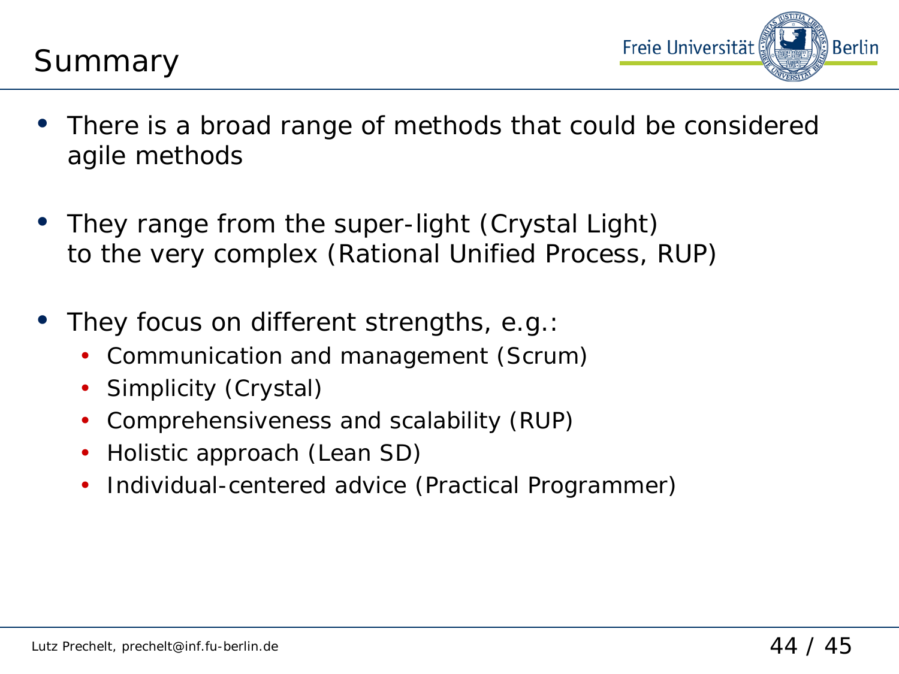# Summary

- There is a broad range of methods that could be considered agile methods
- They range from the super-light (Crystal Light) to the very complex (Rational Unified Process, RUP)
- They focus on different strengths, e.g.:
  - Communication and management (Scrum)
  - Simplicity (Crystal)
  - Comprehensiveness and scalability (RUP)
  - Holistic approach (Lean SD)
  - Individual-centered advice (Practical Programmer)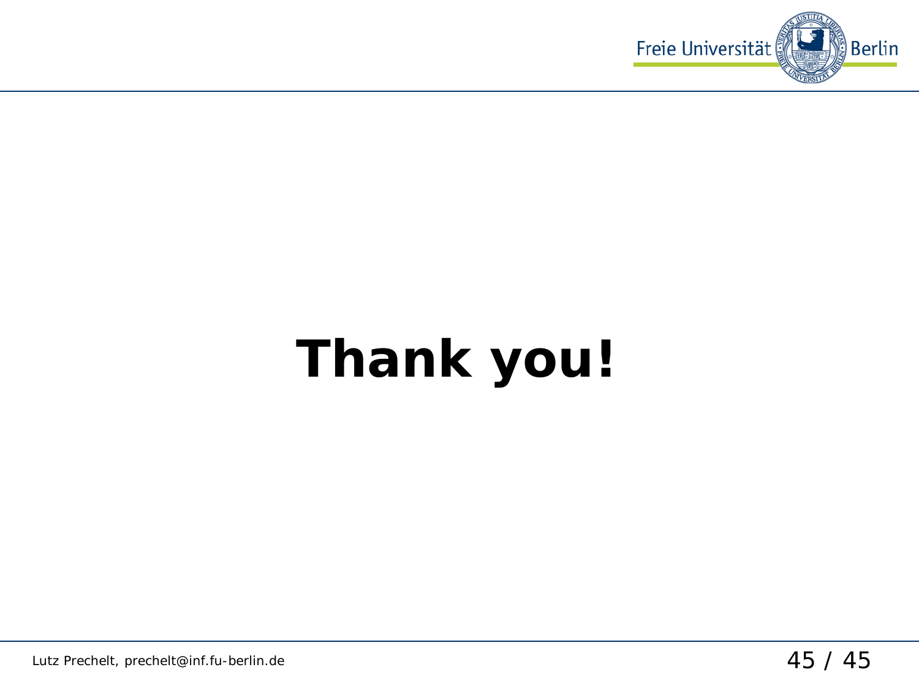# Thank you!